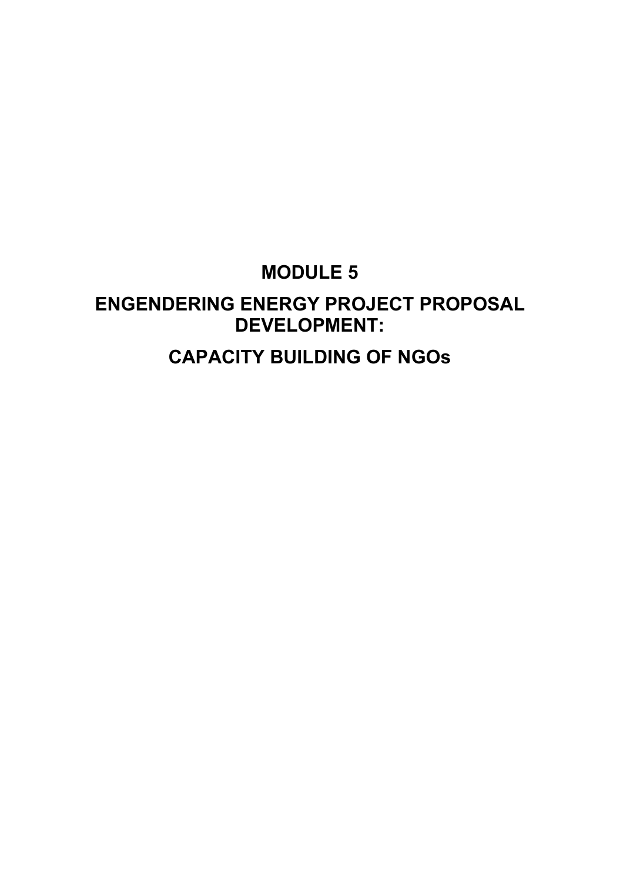# MODULE 5

# ENGENDERING ENERGY PROJECT PROPOSAL DEVELOPMENT:

# CAPACITY BUILDING OF NGOs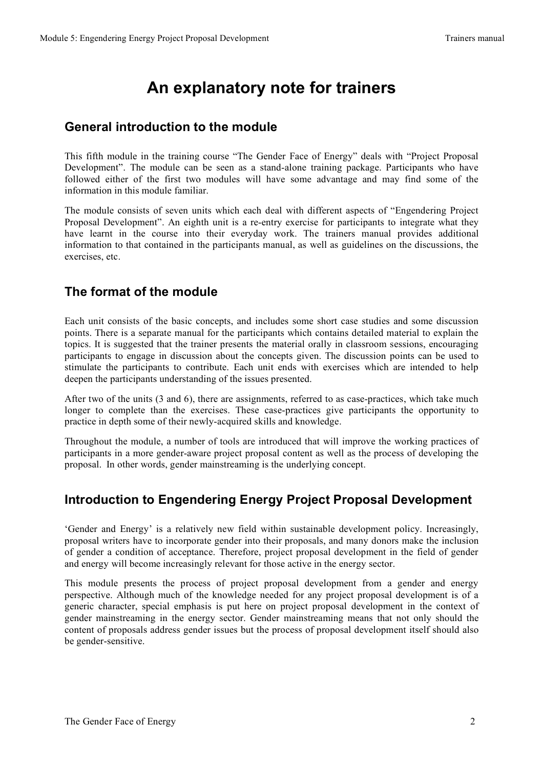# An explanatory note for trainers

## General introduction to the module

This fifth module in the training course "The Gender Face of Energy" deals with "Project Proposal Development". The module can be seen as a stand-alone training package. Participants who have followed either of the first two modules will have some advantage and may find some of the information in this module familiar.

The module consists of seven units which each deal with different aspects of "Engendering Project Proposal Development". An eighth unit is a re-entry exercise for participants to integrate what they have learnt in the course into their everyday work. The trainers manual provides additional information to that contained in the participants manual, as well as guidelines on the discussions, the exercises, etc.

## The format of the module

Each unit consists of the basic concepts, and includes some short case studies and some discussion points. There is a separate manual for the participants which contains detailed material to explain the topics. It is suggested that the trainer presents the material orally in classroom sessions, encouraging participants to engage in discussion about the concepts given. The discussion points can be used to stimulate the participants to contribute. Each unit ends with exercises which are intended to help deepen the participants understanding of the issues presented.

After two of the units (3 and 6), there are assignments, referred to as case-practices, which take much longer to complete than the exercises. These case-practices give participants the opportunity to practice in depth some of their newly-acquired skills and knowledge.

Throughout the module, a number of tools are introduced that will improve the working practices of participants in a more gender-aware project proposal content as well as the process of developing the proposal. In other words, gender mainstreaming is the underlying concept.

## Introduction to Engendering Energy Project Proposal Development

'Gender and Energy' is a relatively new field within sustainable development policy. Increasingly, proposal writers have to incorporate gender into their proposals, and many donors make the inclusion of gender a condition of acceptance. Therefore, project proposal development in the field of gender and energy will become increasingly relevant for those active in the energy sector.

This module presents the process of project proposal development from a gender and energy perspective. Although much of the knowledge needed for any project proposal development is of a generic character, special emphasis is put here on project proposal development in the context of gender mainstreaming in the energy sector. Gender mainstreaming means that not only should the content of proposals address gender issues but the process of proposal development itself should also be gender-sensitive.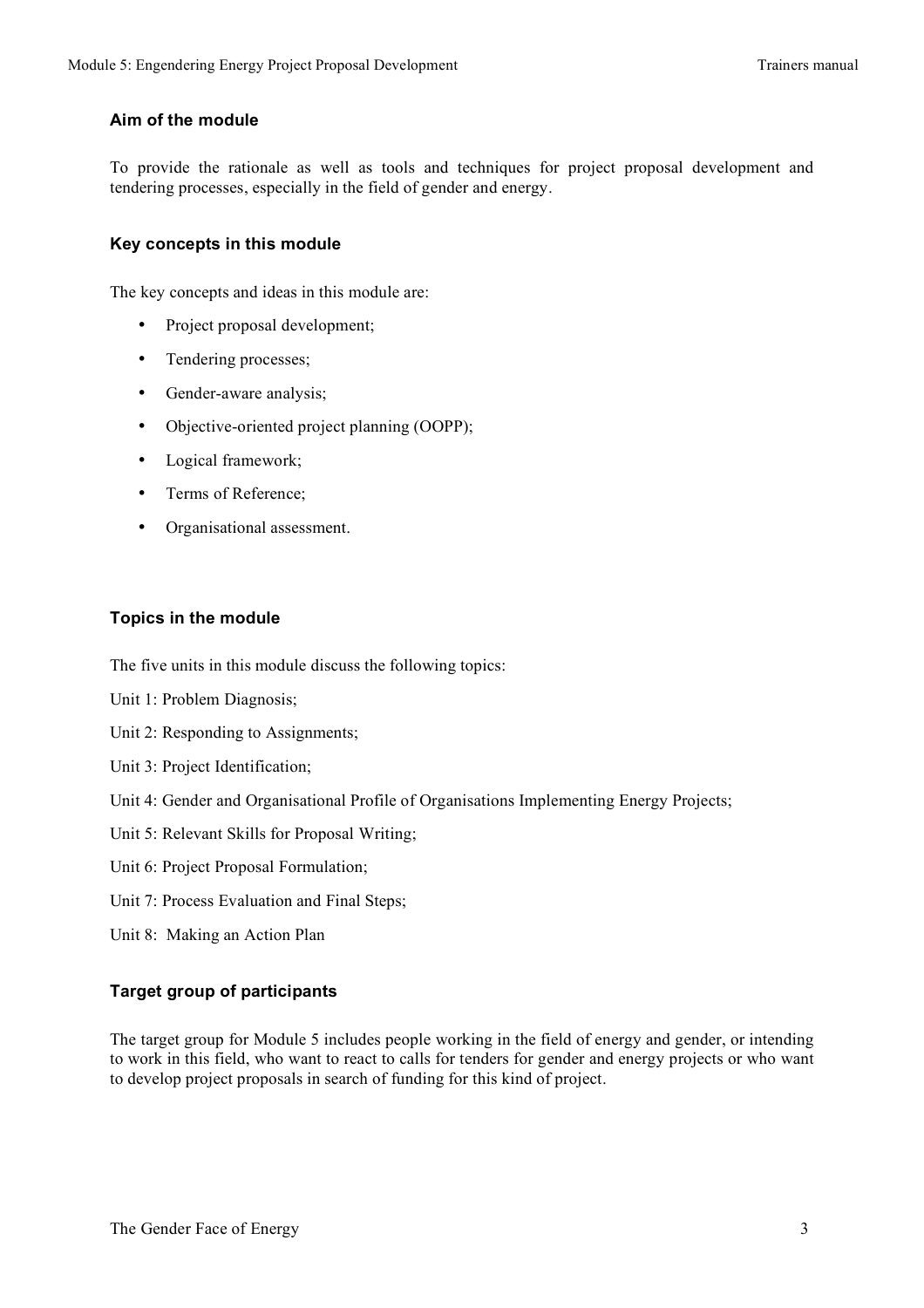### Aim of the module

To provide the rationale as well as tools and techniques for project proposal development and tendering processes, especially in the field of gender and energy.

### Key concepts in this module

The key concepts and ideas in this module are:

- Project proposal development;
- Tendering processes;
- Gender-aware analysis;
- Objective-oriented project planning (OOPP);
- Logical framework;
- Terms of Reference;
- Organisational assessment.

### Topics in the module

The five units in this module discuss the following topics:

Unit 1: Problem Diagnosis;

Unit 2: Responding to Assignments;

Unit 3: Project Identification;

Unit 4: Gender and Organisational Profile of Organisations Implementing Energy Projects;

Unit 5: Relevant Skills for Proposal Writing;

Unit 6: Project Proposal Formulation;

Unit 7: Process Evaluation and Final Steps;

Unit 8: Making an Action Plan

### Target group of participants

The target group for Module 5 includes people working in the field of energy and gender, or intending to work in this field, who want to react to calls for tenders for gender and energy projects or who want to develop project proposals in search of funding for this kind of project.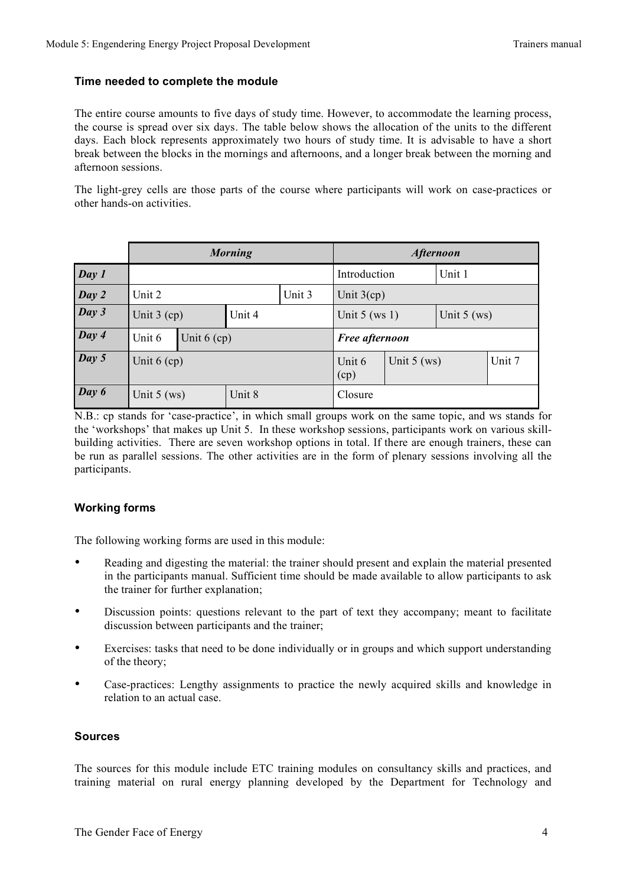### Time needed to complete the module

The entire course amounts to five days of study time. However, to accommodate the learning process, the course is spread over six days. The table below shows the allocation of the units to the different days. Each block represents approximately two hours of study time. It is advisable to have a short break between the blocks in the mornings and afternoons, and a longer break between the morning and afternoon sessions.

The light-grey cells are those parts of the course where participants will work on case-practices or other hands-on activities.

| | *Morning* | | | | *Afternoon* | | | |
|---|---|---|---|---|---|---|---|---|
| ***Day 1*** | | | | | Introduction | | Unit 1 | |
| ***Day 2*** | Unit 2 | | | Unit 3 | Unit 3(cp) | | | |
| ***Day 3*** | Unit 3 (cp) | | Unit 4 | | Unit 5 (ws 1) | | Unit 5 (ws) | |
| ***Day 4*** | Unit 6 | Unit 6 (cp) | | | ***Free afternoon*** | | | |
| ***Day 5*** | Unit 6 (cp) | | | | Unit 6 (cp) | Unit 5 (ws) | | Unit 7 |
| ***Day 6*** | Unit 5 (ws) | | Unit 8 | | Closure | | | |

N.B.: cp stands for 'case-practice', in which small groups work on the same topic, and ws stands for the 'workshops' that makes up Unit 5. In these workshop sessions, participants work on various skill-building activities. There are seven workshop options in total. If there are enough trainers, these can be run as parallel sessions. The other activities are in the form of plenary sessions involving all the participants.

### Working forms

The following working forms are used in this module:

- Reading and digesting the material: the trainer should present and explain the material presented in the participants manual. Sufficient time should be made available to allow participants to ask the trainer for further explanation;
- Discussion points: questions relevant to the part of text they accompany; meant to facilitate discussion between participants and the trainer;
- Exercises: tasks that need to be done individually or in groups and which support understanding of the theory;
- Case-practices: Lengthy assignments to practice the newly acquired skills and knowledge in relation to an actual case.

### Sources

The sources for this module include ETC training modules on consultancy skills and practices, and training material on rural energy planning developed by the Department for Technology and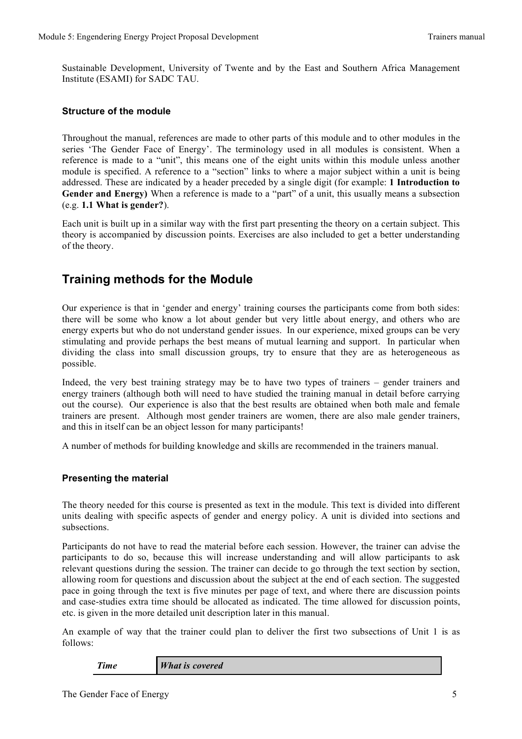Sustainable Development, University of Twente and by the East and Southern Africa Management Institute (ESAMI) for SADC TAU.

### Structure of the module

Throughout the manual, references are made to other parts of this module and to other modules in the series 'The Gender Face of Energy'. The terminology used in all modules is consistent. When a reference is made to a "unit", this means one of the eight units within this module unless another module is specified. A reference to a "section" links to where a major subject within a unit is being addressed. These are indicated by a header preceded by a single digit (for example: **1 Introduction to Gender and Energy)** When a reference is made to a "part" of a unit, this usually means a subsection (e.g. **1.1 What is gender?**).

Each unit is built up in a similar way with the first part presenting the theory on a certain subject. This theory is accompanied by discussion points. Exercises are also included to get a better understanding of the theory.

## Training methods for the Module

Our experience is that in 'gender and energy' training courses the participants come from both sides: there will be some who know a lot about gender but very little about energy, and others who are energy experts but who do not understand gender issues. In our experience, mixed groups can be very stimulating and provide perhaps the best means of mutual learning and support. In particular when dividing the class into small discussion groups, try to ensure that they are as heterogeneous as possible.

Indeed, the very best training strategy may be to have two types of trainers – gender trainers and energy trainers (although both will need to have studied the training manual in detail before carrying out the course). Our experience is also that the best results are obtained when both male and female trainers are present. Although most gender trainers are women, there are also male gender trainers, and this in itself can be an object lesson for many participants!

A number of methods for building knowledge and skills are recommended in the trainers manual.

### Presenting the material

The theory needed for this course is presented as text in the module. This text is divided into different units dealing with specific aspects of gender and energy policy. A unit is divided into sections and subsections.

Participants do not have to read the material before each session. However, the trainer can advise the participants to do so, because this will increase understanding and will allow participants to ask relevant questions during the session. The trainer can decide to go through the text section by section, allowing room for questions and discussion about the subject at the end of each section. The suggested pace in going through the text is five minutes per page of text, and where there are discussion points and case-studies extra time should be allocated as indicated. The time allowed for discussion points, etc. is given in the more detailed unit description later in this manual.

An example of way that the trainer could plan to deliver the first two subsections of Unit 1 is as follows:

| ***Time*** | ***What is covered*** |
|---|---|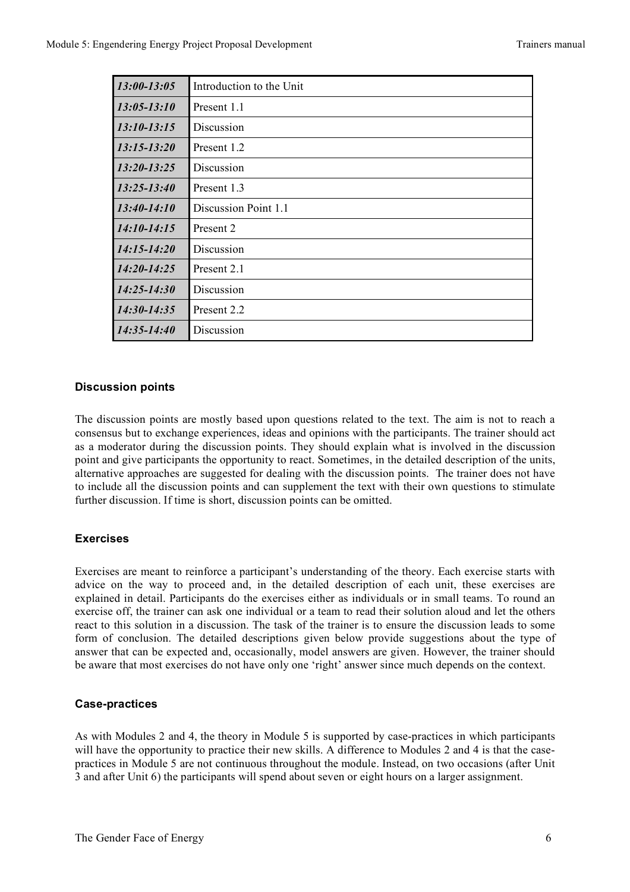| 13:00-13:05 | Introduction to the Unit |
|---|---|
| 13:05-13:10 | Present 1.1 |
| 13:10-13:15 | Discussion |
| 13:15-13:20 | Present 1.2 |
| 13:20-13:25 | Discussion |
| 13:25-13:40 | Present 1.3 |
| 13:40-14:10 | Discussion Point 1.1 |
| 14:10-14:15 | Present 2 |
| 14:15-14:20 | Discussion |
| 14:20-14:25 | Present 2.1 |
| 14:25-14:30 | Discussion |
| 14:30-14:35 | Present 2.2 |
| 14:35-14:40 | Discussion |

#### Discussion points

The discussion points are mostly based upon questions related to the text. The aim is not to reach a consensus but to exchange experiences, ideas and opinions with the participants. The trainer should act as a moderator during the discussion points. They should explain what is involved in the discussion point and give participants the opportunity to react. Sometimes, in the detailed description of the units, alternative approaches are suggested for dealing with the discussion points. The trainer does not have to include all the discussion points and can supplement the text with their own questions to stimulate further discussion. If time is short, discussion points can be omitted.

#### Exercises

Exercises are meant to reinforce a participant's understanding of the theory. Each exercise starts with advice on the way to proceed and, in the detailed description of each unit, these exercises are explained in detail. Participants do the exercises either as individuals or in small teams. To round an exercise off, the trainer can ask one individual or a team to read their solution aloud and let the others react to this solution in a discussion. The task of the trainer is to ensure the discussion leads to some form of conclusion. The detailed descriptions given below provide suggestions about the type of answer that can be expected and, occasionally, model answers are given. However, the trainer should be aware that most exercises do not have only one 'right' answer since much depends on the context.

#### Case-practices

As with Modules 2 and 4, the theory in Module 5 is supported by case-practices in which participants will have the opportunity to practice their new skills. A difference to Modules 2 and 4 is that the case-practices in Module 5 are not continuous throughout the module. Instead, on two occasions (after Unit 3 and after Unit 6) the participants will spend about seven or eight hours on a larger assignment.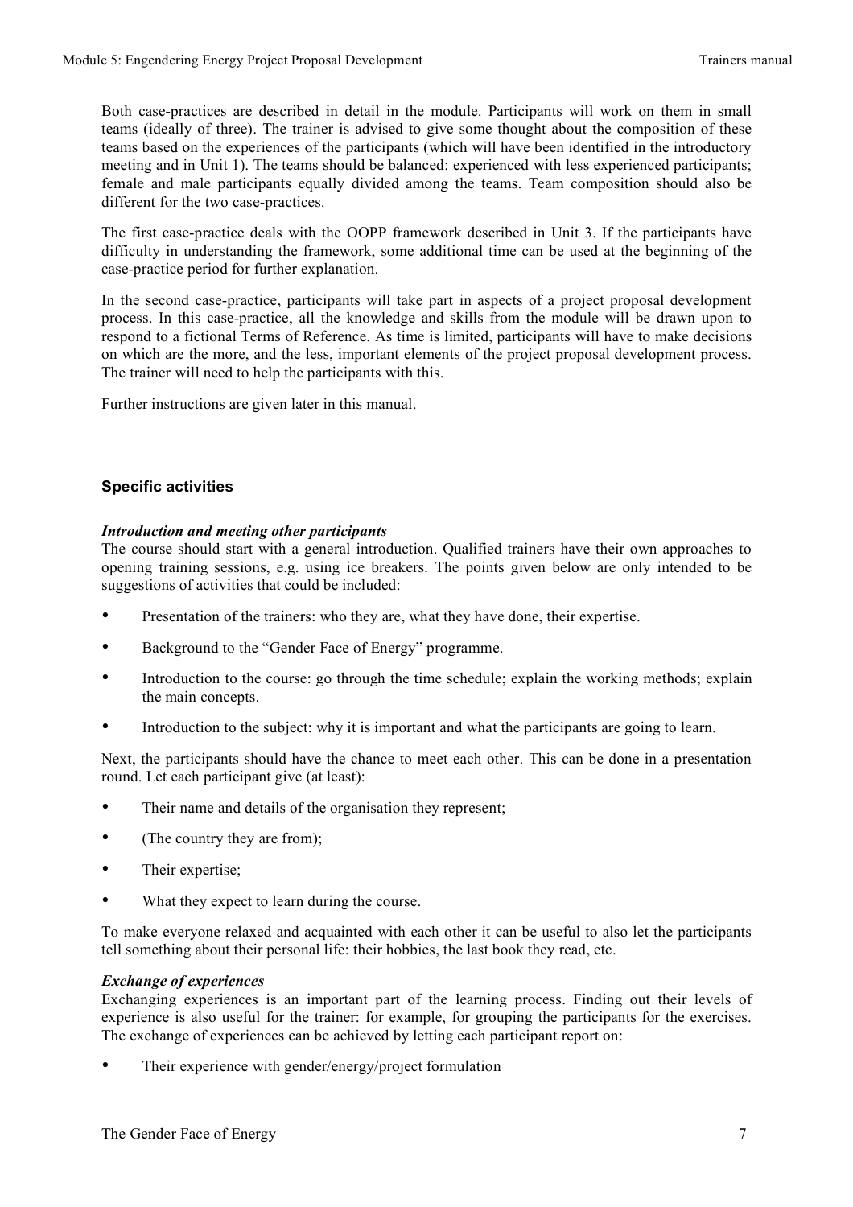Both case-practices are described in detail in the module. Participants will work on them in small teams (ideally of three). The trainer is advised to give some thought about the composition of these teams based on the experiences of the participants (which will have been identified in the introductory meeting and in Unit 1). The teams should be balanced: experienced with less experienced participants; female and male participants equally divided among the teams. Team composition should also be different for the two case-practices.

The first case-practice deals with the OOPP framework described in Unit 3. If the participants have difficulty in understanding the framework, some additional time can be used at the beginning of the case-practice period for further explanation.

In the second case-practice, participants will take part in aspects of a project proposal development process. In this case-practice, all the knowledge and skills from the module will be drawn upon to respond to a fictional Terms of Reference. As time is limited, participants will have to make decisions on which are the more, and the less, important elements of the project proposal development process. The trainer will need to help the participants with this.

Further instructions are given later in this manual.

### Specific activities

***Introduction and meeting other participants***

The course should start with a general introduction. Qualified trainers have their own approaches to opening training sessions, e.g. using ice breakers. The points given below are only intended to be suggestions of activities that could be included:

- Presentation of the trainers: who they are, what they have done, their expertise.
- Background to the "Gender Face of Energy" programme.
- Introduction to the course: go through the time schedule; explain the working methods; explain the main concepts.
- Introduction to the subject: why it is important and what the participants are going to learn.

Next, the participants should have the chance to meet each other. This can be done in a presentation round. Let each participant give (at least):

- Their name and details of the organisation they represent;
- (The country they are from);
- Their expertise;
- What they expect to learn during the course.

To make everyone relaxed and acquainted with each other it can be useful to also let the participants tell something about their personal life: their hobbies, the last book they read, etc.

***Exchange of experiences***

Exchanging experiences is an important part of the learning process. Finding out their levels of experience is also useful for the trainer: for example, for grouping the participants for the exercises. The exchange of experiences can be achieved by letting each participant report on:

- Their experience with gender/energy/project formulation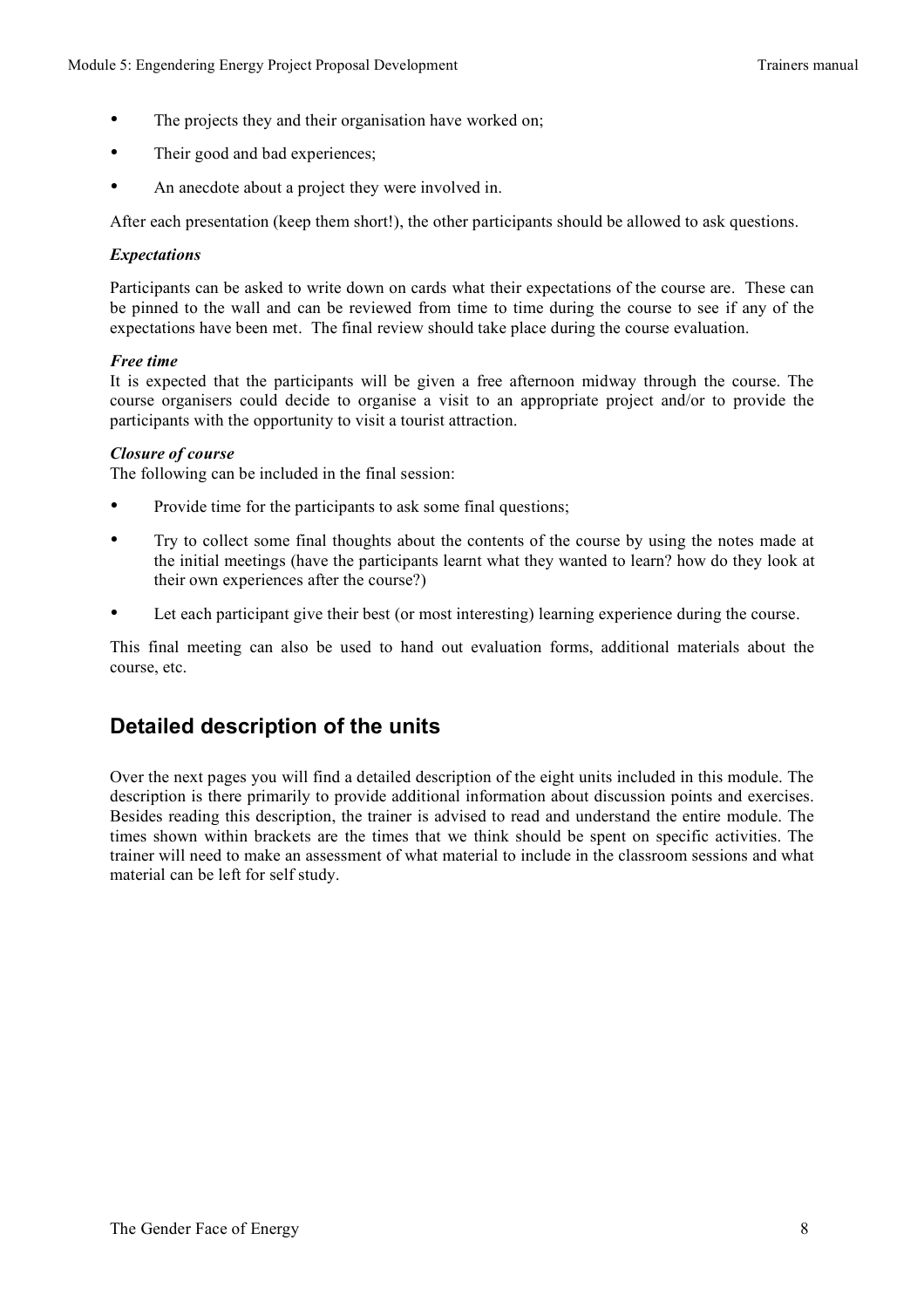- The projects they and their organisation have worked on;
- Their good and bad experiences;
- An anecdote about a project they were involved in.

After each presentation (keep them short!), the other participants should be allowed to ask questions.

***Expectations***

Participants can be asked to write down on cards what their expectations of the course are. These can be pinned to the wall and can be reviewed from time to time during the course to see if any of the expectations have been met. The final review should take place during the course evaluation.

***Free time***

It is expected that the participants will be given a free afternoon midway through the course. The course organisers could decide to organise a visit to an appropriate project and/or to provide the participants with the opportunity to visit a tourist attraction.

***Closure of course***

The following can be included in the final session:

- Provide time for the participants to ask some final questions;
- Try to collect some final thoughts about the contents of the course by using the notes made at the initial meetings (have the participants learnt what they wanted to learn? how do they look at their own experiences after the course?)
- Let each participant give their best (or most interesting) learning experience during the course.

This final meeting can also be used to hand out evaluation forms, additional materials about the course, etc.

## Detailed description of the units

Over the next pages you will find a detailed description of the eight units included in this module. The description is there primarily to provide additional information about discussion points and exercises. Besides reading this description, the trainer is advised to read and understand the entire module. The times shown within brackets are the times that we think should be spent on specific activities. The trainer will need to make an assessment of what material to include in the classroom sessions and what material can be left for self study.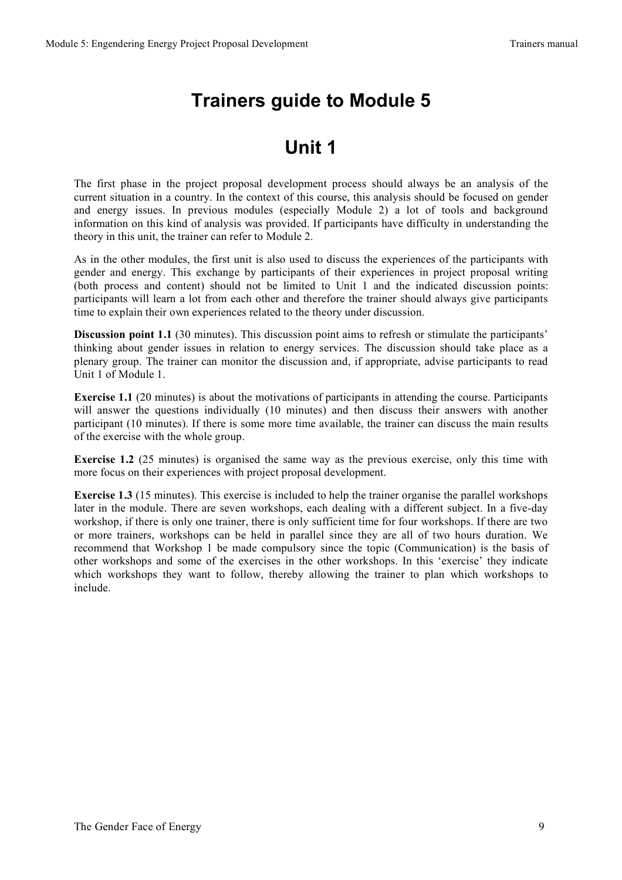# Trainers guide to Module 5

## Unit 1

The first phase in the project proposal development process should always be an analysis of the current situation in a country. In the context of this course, this analysis should be focused on gender and energy issues. In previous modules (especially Module 2) a lot of tools and background information on this kind of analysis was provided. If participants have difficulty in understanding the theory in this unit, the trainer can refer to Module 2.

As in the other modules, the first unit is also used to discuss the experiences of the participants with gender and energy. This exchange by participants of their experiences in project proposal writing (both process and content) should not be limited to Unit 1 and the indicated discussion points: participants will learn a lot from each other and therefore the trainer should always give participants time to explain their own experiences related to the theory under discussion.

**Discussion point 1.1** (30 minutes). This discussion point aims to refresh or stimulate the participants' thinking about gender issues in relation to energy services. The discussion should take place as a plenary group. The trainer can monitor the discussion and, if appropriate, advise participants to read Unit 1 of Module 1.

**Exercise 1.1** (20 minutes) is about the motivations of participants in attending the course. Participants will answer the questions individually (10 minutes) and then discuss their answers with another participant (10 minutes). If there is some more time available, the trainer can discuss the main results of the exercise with the whole group.

**Exercise 1.2** (25 minutes) is organised the same way as the previous exercise, only this time with more focus on their experiences with project proposal development.

**Exercise 1.3** (15 minutes). This exercise is included to help the trainer organise the parallel workshops later in the module. There are seven workshops, each dealing with a different subject. In a five-day workshop, if there is only one trainer, there is only sufficient time for four workshops. If there are two or more trainers, workshops can be held in parallel since they are all of two hours duration. We recommend that Workshop 1 be made compulsory since the topic (Communication) is the basis of other workshops and some of the exercises in the other workshops. In this 'exercise' they indicate which workshops they want to follow, thereby allowing the trainer to plan which workshops to include.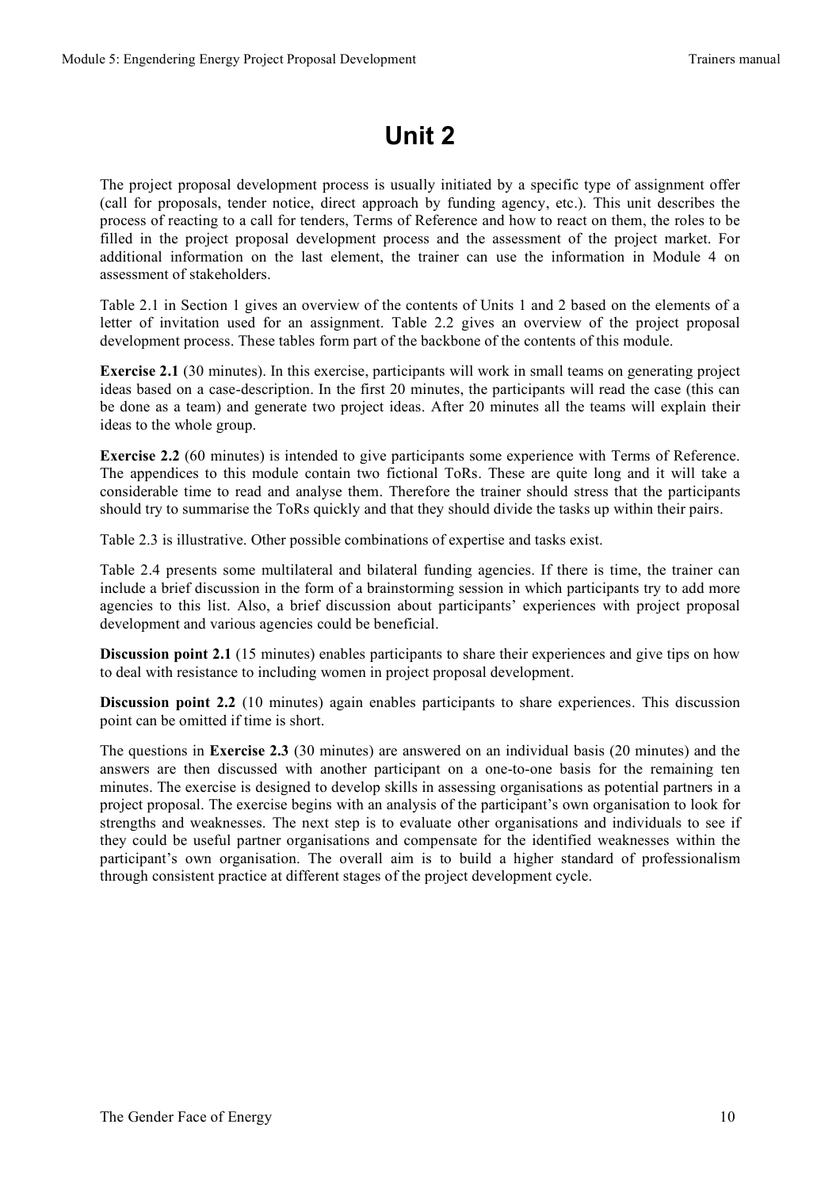# Unit 2

The project proposal development process is usually initiated by a specific type of assignment offer (call for proposals, tender notice, direct approach by funding agency, etc.). This unit describes the process of reacting to a call for tenders, Terms of Reference and how to react on them, the roles to be filled in the project proposal development process and the assessment of the project market. For additional information on the last element, the trainer can use the information in Module 4 on assessment of stakeholders.

Table 2.1 in Section 1 gives an overview of the contents of Units 1 and 2 based on the elements of a letter of invitation used for an assignment. Table 2.2 gives an overview of the project proposal development process. These tables form part of the backbone of the contents of this module.

**Exercise 2.1** (30 minutes). In this exercise, participants will work in small teams on generating project ideas based on a case-description. In the first 20 minutes, the participants will read the case (this can be done as a team) and generate two project ideas. After 20 minutes all the teams will explain their ideas to the whole group.

**Exercise 2.2** (60 minutes) is intended to give participants some experience with Terms of Reference. The appendices to this module contain two fictional ToRs. These are quite long and it will take a considerable time to read and analyse them. Therefore the trainer should stress that the participants should try to summarise the ToRs quickly and that they should divide the tasks up within their pairs.

Table 2.3 is illustrative. Other possible combinations of expertise and tasks exist.

Table 2.4 presents some multilateral and bilateral funding agencies. If there is time, the trainer can include a brief discussion in the form of a brainstorming session in which participants try to add more agencies to this list. Also, a brief discussion about participants' experiences with project proposal development and various agencies could be beneficial.

**Discussion point 2.1** (15 minutes) enables participants to share their experiences and give tips on how to deal with resistance to including women in project proposal development.

**Discussion point 2.2** (10 minutes) again enables participants to share experiences. This discussion point can be omitted if time is short.

The questions in **Exercise 2.3** (30 minutes) are answered on an individual basis (20 minutes) and the answers are then discussed with another participant on a one-to-one basis for the remaining ten minutes. The exercise is designed to develop skills in assessing organisations as potential partners in a project proposal. The exercise begins with an analysis of the participant's own organisation to look for strengths and weaknesses. The next step is to evaluate other organisations and individuals to see if they could be useful partner organisations and compensate for the identified weaknesses within the participant's own organisation. The overall aim is to build a higher standard of professionalism through consistent practice at different stages of the project development cycle.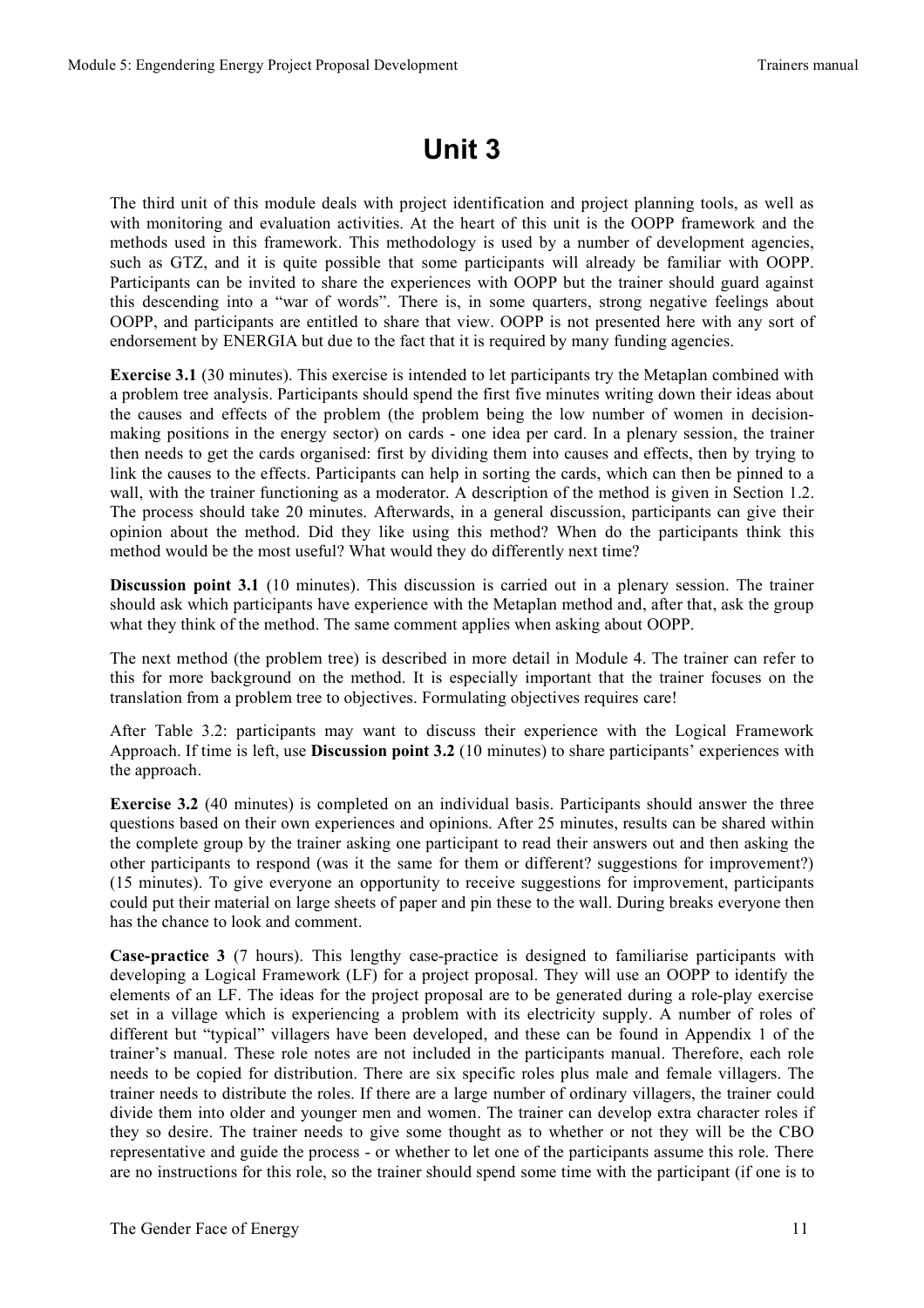# Unit 3

The third unit of this module deals with project identification and project planning tools, as well as with monitoring and evaluation activities. At the heart of this unit is the OOPP framework and the methods used in this framework. This methodology is used by a number of development agencies, such as GTZ, and it is quite possible that some participants will already be familiar with OOPP. Participants can be invited to share the experiences with OOPP but the trainer should guard against this descending into a "war of words". There is, in some quarters, strong negative feelings about OOPP, and participants are entitled to share that view. OOPP is not presented here with any sort of endorsement by ENERGIA but due to the fact that it is required by many funding agencies.

**Exercise 3.1** (30 minutes). This exercise is intended to let participants try the Metaplan combined with a problem tree analysis. Participants should spend the first five minutes writing down their ideas about the causes and effects of the problem (the problem being the low number of women in decision-making positions in the energy sector) on cards - one idea per card. In a plenary session, the trainer then needs to get the cards organised: first by dividing them into causes and effects, then by trying to link the causes to the effects. Participants can help in sorting the cards, which can then be pinned to a wall, with the trainer functioning as a moderator. A description of the method is given in Section 1.2. The process should take 20 minutes. Afterwards, in a general discussion, participants can give their opinion about the method. Did they like using this method? When do the participants think this method would be the most useful? What would they do differently next time?

**Discussion point 3.1** (10 minutes). This discussion is carried out in a plenary session. The trainer should ask which participants have experience with the Metaplan method and, after that, ask the group what they think of the method. The same comment applies when asking about OOPP.

The next method (the problem tree) is described in more detail in Module 4. The trainer can refer to this for more background on the method. It is especially important that the trainer focuses on the translation from a problem tree to objectives. Formulating objectives requires care!

After Table 3.2: participants may want to discuss their experience with the Logical Framework Approach. If time is left, use **Discussion point 3.2** (10 minutes) to share participants' experiences with the approach.

**Exercise 3.2** (40 minutes) is completed on an individual basis. Participants should answer the three questions based on their own experiences and opinions. After 25 minutes, results can be shared within the complete group by the trainer asking one participant to read their answers out and then asking the other participants to respond (was it the same for them or different? suggestions for improvement?) (15 minutes). To give everyone an opportunity to receive suggestions for improvement, participants could put their material on large sheets of paper and pin these to the wall. During breaks everyone then has the chance to look and comment.

**Case-practice 3** (7 hours). This lengthy case-practice is designed to familiarise participants with developing a Logical Framework (LF) for a project proposal. They will use an OOPP to identify the elements of an LF. The ideas for the project proposal are to be generated during a role-play exercise set in a village which is experiencing a problem with its electricity supply. A number of roles of different but "typical" villagers have been developed, and these can be found in Appendix 1 of the trainer's manual. These role notes are not included in the participants manual. Therefore, each role needs to be copied for distribution. There are six specific roles plus male and female villagers. The trainer needs to distribute the roles. If there are a large number of ordinary villagers, the trainer could divide them into older and younger men and women. The trainer can develop extra character roles if they so desire. The trainer needs to give some thought as to whether or not they will be the CBO representative and guide the process - or whether to let one of the participants assume this role. There are no instructions for this role, so the trainer should spend some time with the participant (if one is to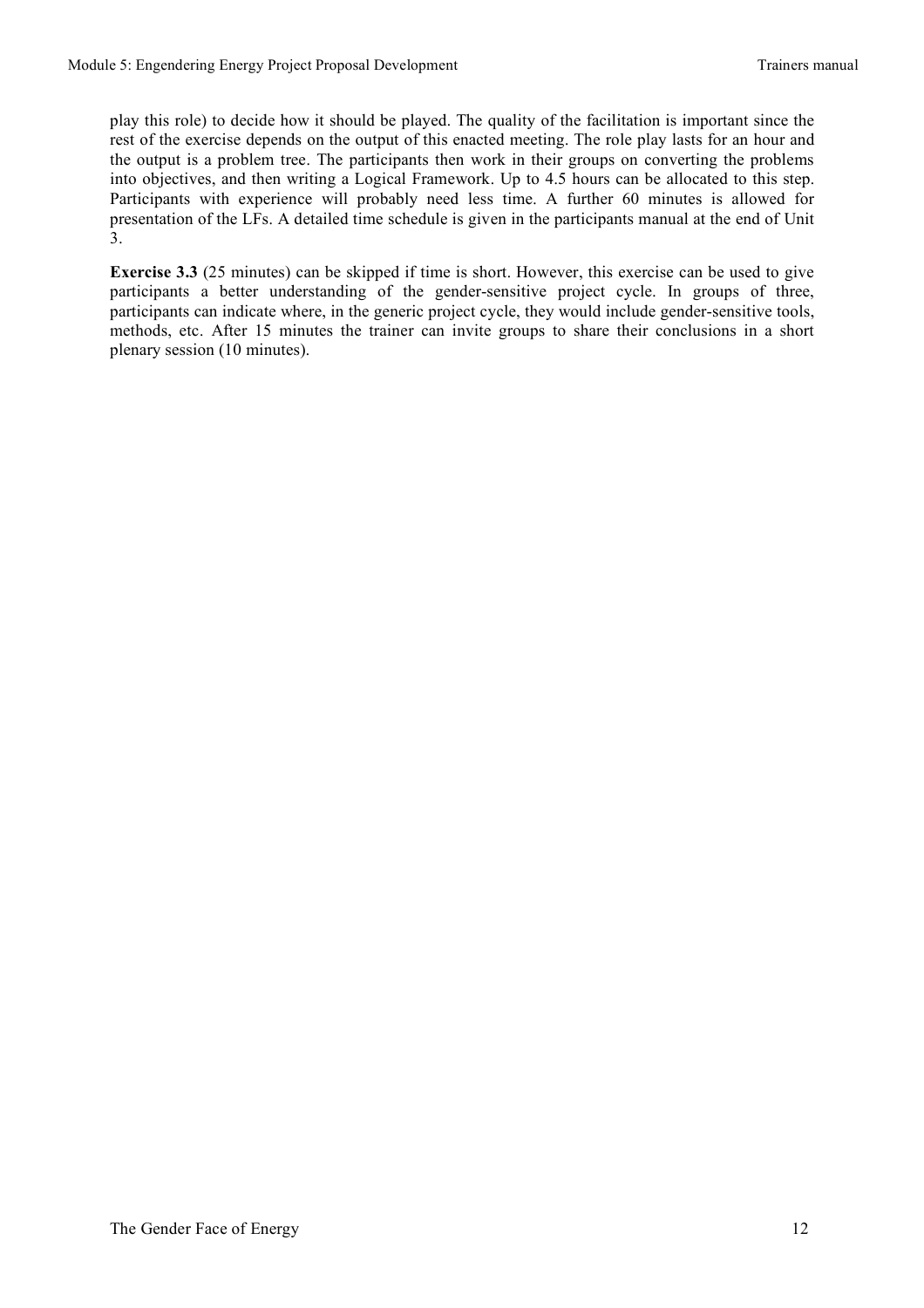play this role) to decide how it should be played. The quality of the facilitation is important since the rest of the exercise depends on the output of this enacted meeting. The role play lasts for an hour and the output is a problem tree. The participants then work in their groups on converting the problems into objectives, and then writing a Logical Framework. Up to 4.5 hours can be allocated to this step. Participants with experience will probably need less time. A further 60 minutes is allowed for presentation of the LFs. A detailed time schedule is given in the participants manual at the end of Unit 3.

**Exercise 3.3** (25 minutes) can be skipped if time is short. However, this exercise can be used to give participants a better understanding of the gender-sensitive project cycle. In groups of three, participants can indicate where, in the generic project cycle, they would include gender-sensitive tools, methods, etc. After 15 minutes the trainer can invite groups to share their conclusions in a short plenary session (10 minutes).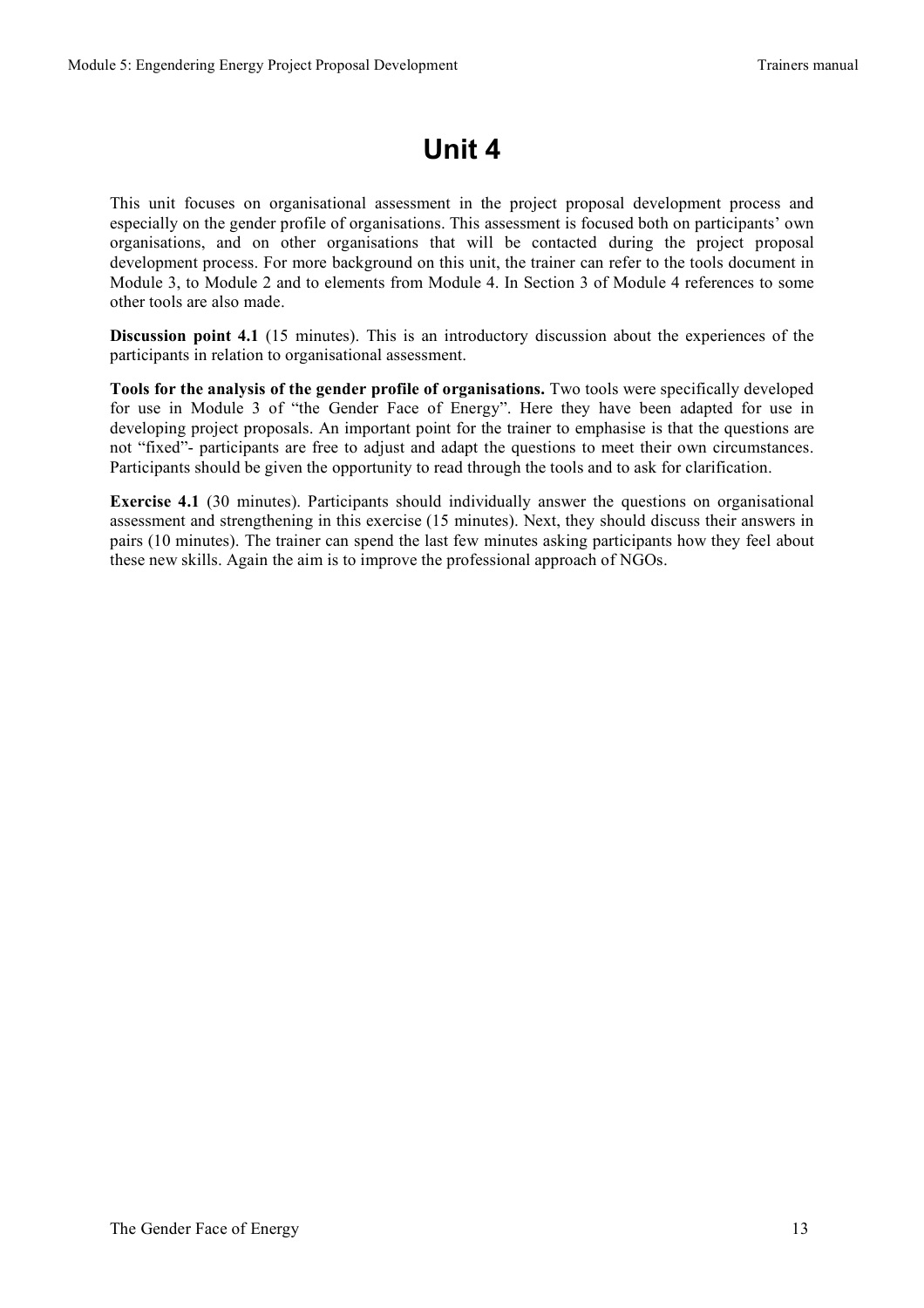# Unit 4

This unit focuses on organisational assessment in the project proposal development process and especially on the gender profile of organisations. This assessment is focused both on participants' own organisations, and on other organisations that will be contacted during the project proposal development process. For more background on this unit, the trainer can refer to the tools document in Module 3, to Module 2 and to elements from Module 4. In Section 3 of Module 4 references to some other tools are also made.

**Discussion point 4.1** (15 minutes). This is an introductory discussion about the experiences of the participants in relation to organisational assessment.

**Tools for the analysis of the gender profile of organisations.** Two tools were specifically developed for use in Module 3 of "the Gender Face of Energy". Here they have been adapted for use in developing project proposals. An important point for the trainer to emphasise is that the questions are not "fixed"- participants are free to adjust and adapt the questions to meet their own circumstances. Participants should be given the opportunity to read through the tools and to ask for clarification.

**Exercise 4.1** (30 minutes). Participants should individually answer the questions on organisational assessment and strengthening in this exercise (15 minutes). Next, they should discuss their answers in pairs (10 minutes). The trainer can spend the last few minutes asking participants how they feel about these new skills. Again the aim is to improve the professional approach of NGOs.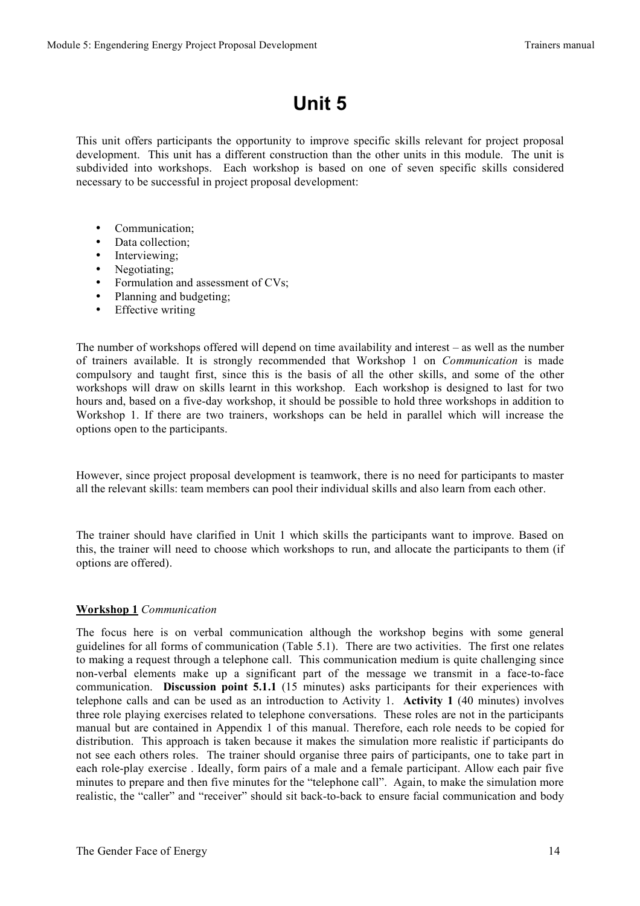# Unit 5

This unit offers participants the opportunity to improve specific skills relevant for project proposal development. This unit has a different construction than the other units in this module. The unit is subdivided into workshops. Each workshop is based on one of seven specific skills considered necessary to be successful in project proposal development:

- Communication;
- Data collection;
- Interviewing;
- Negotiating;
- Formulation and assessment of CVs;
- Planning and budgeting;
- Effective writing

The number of workshops offered will depend on time availability and interest – as well as the number of trainers available. It is strongly recommended that Workshop 1 on *Communication* is made compulsory and taught first, since this is the basis of all the other skills, and some of the other workshops will draw on skills learnt in this workshop. Each workshop is designed to last for two hours and, based on a five-day workshop, it should be possible to hold three workshops in addition to Workshop 1. If there are two trainers, workshops can be held in parallel which will increase the options open to the participants.

However, since project proposal development is teamwork, there is no need for participants to master all the relevant skills: team members can pool their individual skills and also learn from each other.

The trainer should have clarified in Unit 1 which skills the participants want to improve. Based on this, the trainer will need to choose which workshops to run, and allocate the participants to them (if options are offered).

**Workshop 1** *Communication*

The focus here is on verbal communication although the workshop begins with some general guidelines for all forms of communication (Table 5.1). There are two activities. The first one relates to making a request through a telephone call. This communication medium is quite challenging since non-verbal elements make up a significant part of the message we transmit in a face-to-face communication. **Discussion point 5.1.1** (15 minutes) asks participants for their experiences with telephone calls and can be used as an introduction to Activity 1. **Activity 1** (40 minutes) involves three role playing exercises related to telephone conversations. These roles are not in the participants manual but are contained in Appendix 1 of this manual. Therefore, each role needs to be copied for distribution. This approach is taken because it makes the simulation more realistic if participants do not see each others roles. The trainer should organise three pairs of participants, one to take part in each role-play exercise . Ideally, form pairs of a male and a female participant. Allow each pair five minutes to prepare and then five minutes for the "telephone call". Again, to make the simulation more realistic, the "caller" and "receiver" should sit back-to-back to ensure facial communication and body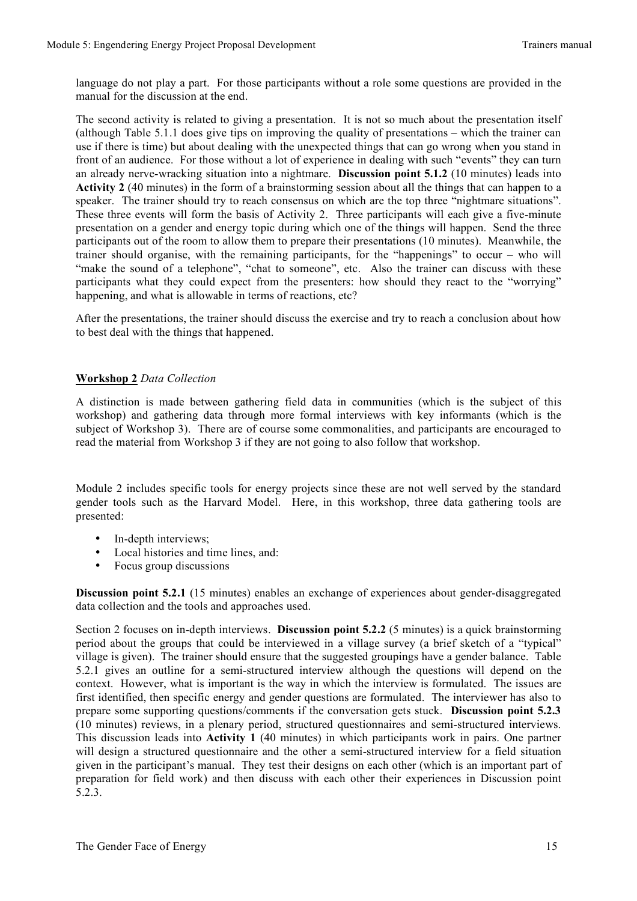language do not play a part. For those participants without a role some questions are provided in the manual for the discussion at the end.

The second activity is related to giving a presentation. It is not so much about the presentation itself (although Table 5.1.1 does give tips on improving the quality of presentations – which the trainer can use if there is time) but about dealing with the unexpected things that can go wrong when you stand in front of an audience. For those without a lot of experience in dealing with such "events" they can turn an already nerve-wracking situation into a nightmare. **Discussion point 5.1.2** (10 minutes) leads into **Activity 2** (40 minutes) in the form of a brainstorming session about all the things that can happen to a speaker. The trainer should try to reach consensus on which are the top three "nightmare situations". These three events will form the basis of Activity 2. Three participants will each give a five-minute presentation on a gender and energy topic during which one of the things will happen. Send the three participants out of the room to allow them to prepare their presentations (10 minutes). Meanwhile, the trainer should organise, with the remaining participants, for the "happenings" to occur – who will "make the sound of a telephone", "chat to someone", etc. Also the trainer can discuss with these participants what they could expect from the presenters: how should they react to the "worrying" happening, and what is allowable in terms of reactions, etc?

After the presentations, the trainer should discuss the exercise and try to reach a conclusion about how to best deal with the things that happened.

## **Workshop 2** *Data Collection*

A distinction is made between gathering field data in communities (which is the subject of this workshop) and gathering data through more formal interviews with key informants (which is the subject of Workshop 3). There are of course some commonalities, and participants are encouraged to read the material from Workshop 3 if they are not going to also follow that workshop.

Module 2 includes specific tools for energy projects since these are not well served by the standard gender tools such as the Harvard Model. Here, in this workshop, three data gathering tools are presented:

- In-depth interviews;
- Local histories and time lines, and:
- Focus group discussions

**Discussion point 5.2.1** (15 minutes) enables an exchange of experiences about gender-disaggregated data collection and the tools and approaches used.

Section 2 focuses on in-depth interviews. **Discussion point 5.2.2** (5 minutes) is a quick brainstorming period about the groups that could be interviewed in a village survey (a brief sketch of a "typical" village is given). The trainer should ensure that the suggested groupings have a gender balance. Table 5.2.1 gives an outline for a semi-structured interview although the questions will depend on the context. However, what is important is the way in which the interview is formulated. The issues are first identified, then specific energy and gender questions are formulated. The interviewer has also to prepare some supporting questions/comments if the conversation gets stuck. **Discussion point 5.2.3** (10 minutes) reviews, in a plenary period, structured questionnaires and semi-structured interviews. This discussion leads into **Activity 1** (40 minutes) in which participants work in pairs. One partner will design a structured questionnaire and the other a semi-structured interview for a field situation given in the participant's manual. They test their designs on each other (which is an important part of preparation for field work) and then discuss with each other their experiences in Discussion point 5.2.3.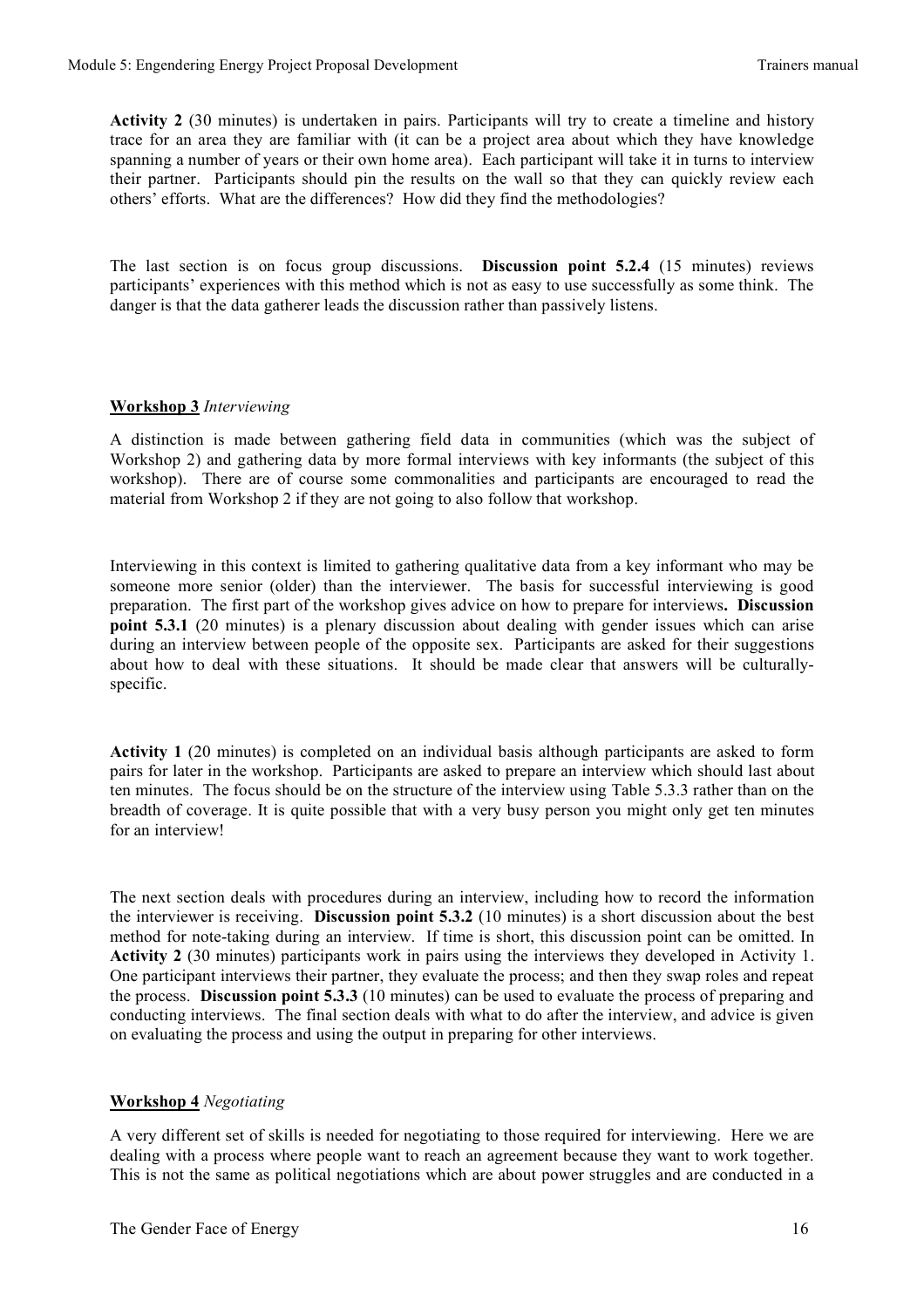**Activity 2** (30 minutes) is undertaken in pairs. Participants will try to create a timeline and history trace for an area they are familiar with (it can be a project area about which they have knowledge spanning a number of years or their own home area). Each participant will take it in turns to interview their partner. Participants should pin the results on the wall so that they can quickly review each others' efforts. What are the differences? How did they find the methodologies?

The last section is on focus group discussions. **Discussion point 5.2.4** (15 minutes) reviews participants' experiences with this method which is not as easy to use successfully as some think. The danger is that the data gatherer leads the discussion rather than passively listens.

**Workshop 3** *Interviewing*

A distinction is made between gathering field data in communities (which was the subject of Workshop 2) and gathering data by more formal interviews with key informants (the subject of this workshop). There are of course some commonalities and participants are encouraged to read the material from Workshop 2 if they are not going to also follow that workshop.

Interviewing in this context is limited to gathering qualitative data from a key informant who may be someone more senior (older) than the interviewer. The basis for successful interviewing is good preparation. The first part of the workshop gives advice on how to prepare for interviews**. Discussion point 5.3.1** (20 minutes) is a plenary discussion about dealing with gender issues which can arise during an interview between people of the opposite sex. Participants are asked for their suggestions about how to deal with these situations. It should be made clear that answers will be culturally-specific.

**Activity 1** (20 minutes) is completed on an individual basis although participants are asked to form pairs for later in the workshop. Participants are asked to prepare an interview which should last about ten minutes. The focus should be on the structure of the interview using Table 5.3.3 rather than on the breadth of coverage. It is quite possible that with a very busy person you might only get ten minutes for an interview!

The next section deals with procedures during an interview, including how to record the information the interviewer is receiving. **Discussion point 5.3.2** (10 minutes) is a short discussion about the best method for note-taking during an interview. If time is short, this discussion point can be omitted. In **Activity 2** (30 minutes) participants work in pairs using the interviews they developed in Activity 1. One participant interviews their partner, they evaluate the process; and then they swap roles and repeat the process. **Discussion point 5.3.3** (10 minutes) can be used to evaluate the process of preparing and conducting interviews. The final section deals with what to do after the interview, and advice is given on evaluating the process and using the output in preparing for other interviews.

**Workshop 4** *Negotiating*

A very different set of skills is needed for negotiating to those required for interviewing. Here we are dealing with a process where people want to reach an agreement because they want to work together. This is not the same as political negotiations which are about power struggles and are conducted in a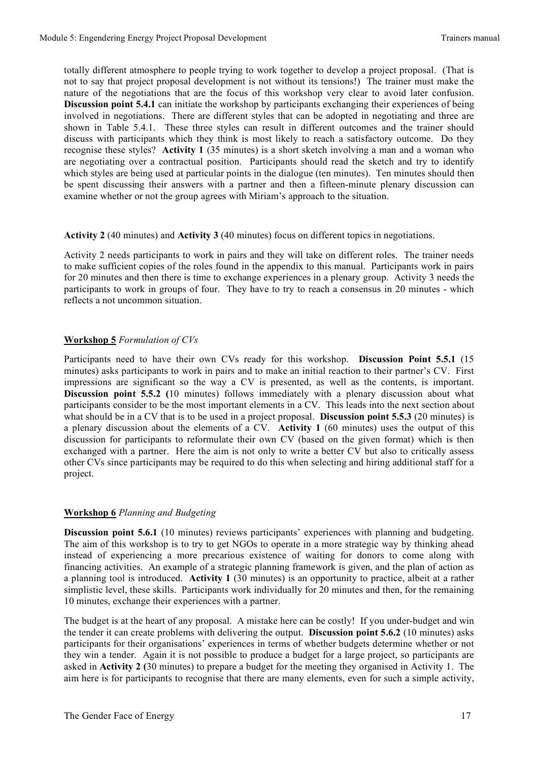totally different atmosphere to people trying to work together to develop a project proposal. (That is not to say that project proposal development is not without its tensions!) The trainer must make the nature of the negotiations that are the focus of this workshop very clear to avoid later confusion. **Discussion point 5.4.1** can initiate the workshop by participants exchanging their experiences of being involved in negotiations. There are different styles that can be adopted in negotiating and three are shown in Table 5.4.1. These three styles can result in different outcomes and the trainer should discuss with participants which they think is most likely to reach a satisfactory outcome. Do they recognise these styles? **Activity 1** (35 minutes) is a short sketch involving a man and a woman who are negotiating over a contractual position. Participants should read the sketch and try to identify which styles are being used at particular points in the dialogue (ten minutes). Ten minutes should then be spent discussing their answers with a partner and then a fifteen-minute plenary discussion can examine whether or not the group agrees with Miriam's approach to the situation.

**Activity 2** (40 minutes) and **Activity 3** (40 minutes) focus on different topics in negotiations.

Activity 2 needs participants to work in pairs and they will take on different roles. The trainer needs to make sufficient copies of the roles found in the appendix to this manual. Participants work in pairs for 20 minutes and then there is time to exchange experiences in a plenary group. Activity 3 needs the participants to work in groups of four. They have to try to reach a consensus in 20 minutes - which reflects a not uncommon situation.

## Workshop 5 *Formulation of CVs*

Participants need to have their own CVs ready for this workshop. **Discussion Point 5.5.1** (15 minutes) asks participants to work in pairs and to make an initial reaction to their partner's CV. First impressions are significant so the way a CV is presented, as well as the contents, is important. **Discussion point 5.5.2 (**10 minutes) follows immediately with a plenary discussion about what participants consider to be the most important elements in a CV. This leads into the next section about what should be in a CV that is to be used in a project proposal. **Discussion point 5.5.3** (20 minutes) is a plenary discussion about the elements of a CV. **Activity 1** (60 minutes) uses the output of this discussion for participants to reformulate their own CV (based on the given format) which is then exchanged with a partner. Here the aim is not only to write a better CV but also to critically assess other CVs since participants may be required to do this when selecting and hiring additional staff for a project.

## Workshop 6 *Planning and Budgeting*

**Discussion point 5.6.1** (10 minutes) reviews participants' experiences with planning and budgeting. The aim of this workshop is to try to get NGOs to operate in a more strategic way by thinking ahead instead of experiencing a more precarious existence of waiting for donors to come along with financing activities. An example of a strategic planning framework is given, and the plan of action as a planning tool is introduced. **Activity 1** (30 minutes) is an opportunity to practice, albeit at a rather simplistic level, these skills. Participants work individually for 20 minutes and then, for the remaining 10 minutes, exchange their experiences with a partner.

The budget is at the heart of any proposal. A mistake here can be costly! If you under-budget and win the tender it can create problems with delivering the output. **Discussion point 5.6.2** (10 minutes) asks participants for their organisations' experiences in terms of whether budgets determine whether or not they win a tender. Again it is not possible to produce a budget for a large project, so participants are asked in **Activity 2 (**30 minutes) to prepare a budget for the meeting they organised in Activity 1. The aim here is for participants to recognise that there are many elements, even for such a simple activity,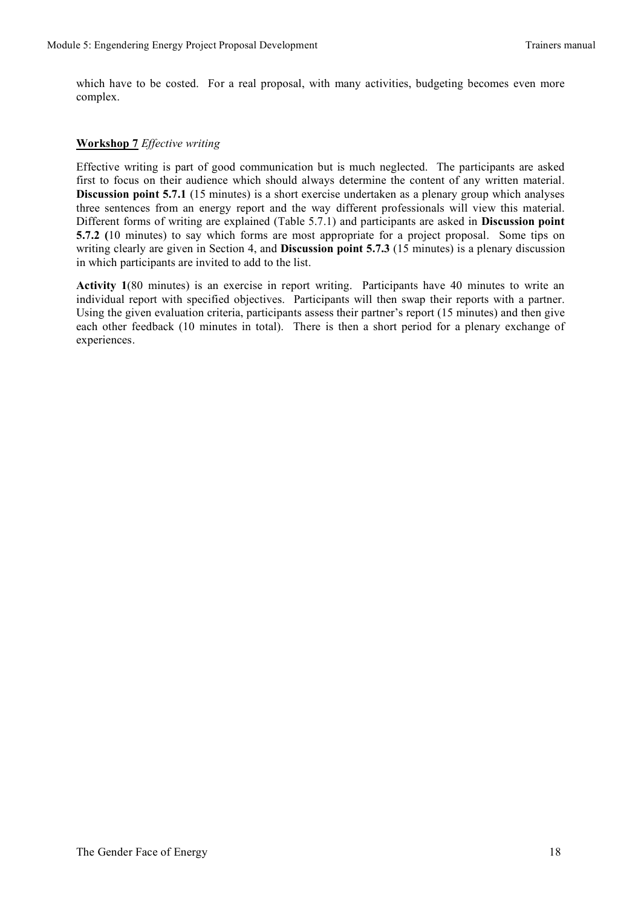which have to be costed. For a real proposal, with many activities, budgeting becomes even more complex.

**Workshop 7** *Effective writing*

Effective writing is part of good communication but is much neglected. The participants are asked first to focus on their audience which should always determine the content of any written material. **Discussion point 5.7.1** (15 minutes) is a short exercise undertaken as a plenary group which analyses three sentences from an energy report and the way different professionals will view this material. Different forms of writing are explained (Table 5.7.1) and participants are asked in **Discussion point 5.7.2 (**10 minutes) to say which forms are most appropriate for a project proposal. Some tips on writing clearly are given in Section 4, and **Discussion point 5.7.3** (15 minutes) is a plenary discussion in which participants are invited to add to the list.

**Activity 1**(80 minutes) is an exercise in report writing. Participants have 40 minutes to write an individual report with specified objectives. Participants will then swap their reports with a partner. Using the given evaluation criteria, participants assess their partner's report (15 minutes) and then give each other feedback (10 minutes in total). There is then a short period for a plenary exchange of experiences.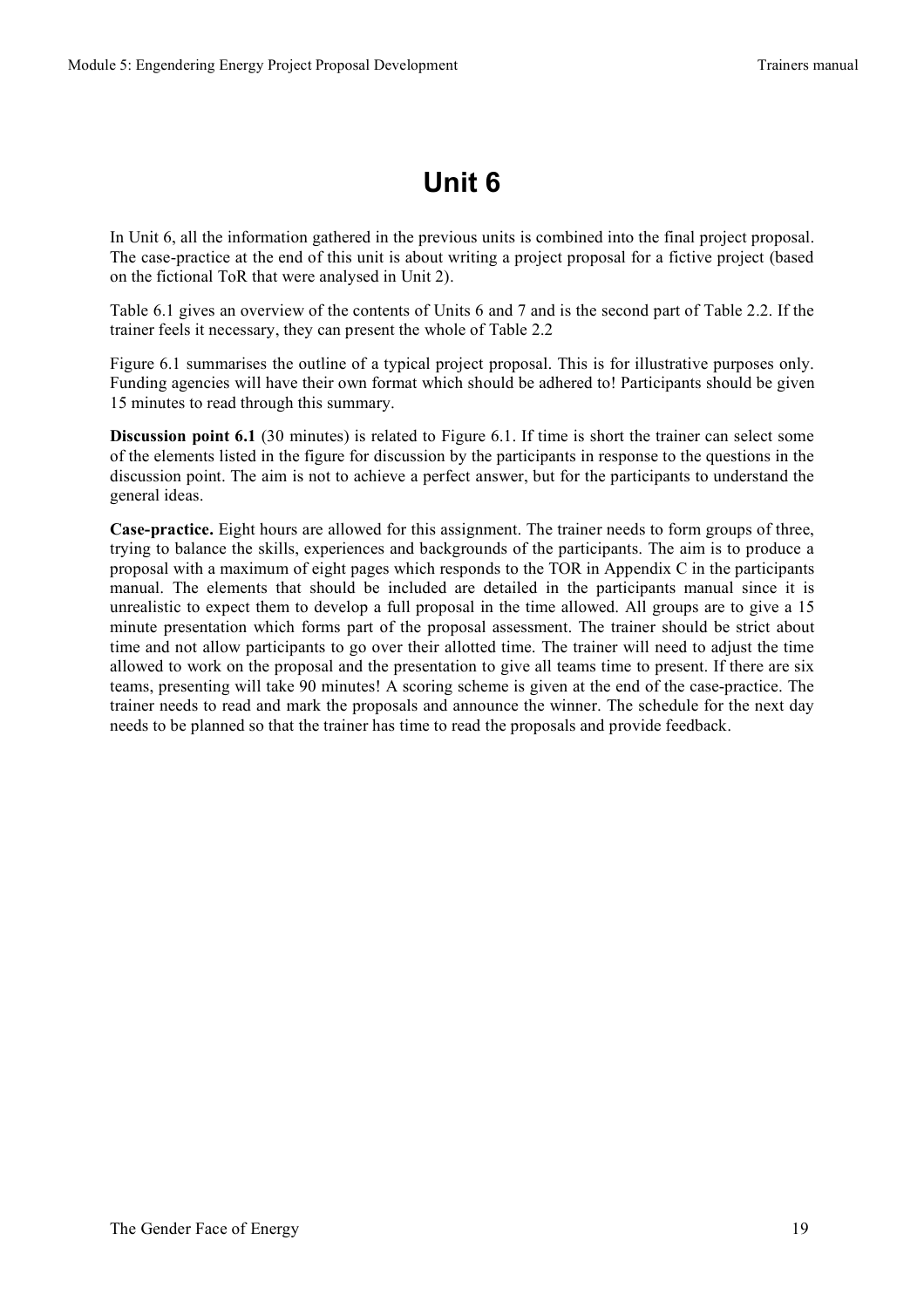# Unit 6

In Unit 6, all the information gathered in the previous units is combined into the final project proposal. The case-practice at the end of this unit is about writing a project proposal for a fictive project (based on the fictional ToR that were analysed in Unit 2).

Table 6.1 gives an overview of the contents of Units 6 and 7 and is the second part of Table 2.2. If the trainer feels it necessary, they can present the whole of Table 2.2

Figure 6.1 summarises the outline of a typical project proposal. This is for illustrative purposes only. Funding agencies will have their own format which should be adhered to! Participants should be given 15 minutes to read through this summary.

**Discussion point 6.1** (30 minutes) is related to Figure 6.1. If time is short the trainer can select some of the elements listed in the figure for discussion by the participants in response to the questions in the discussion point. The aim is not to achieve a perfect answer, but for the participants to understand the general ideas.

**Case-practice.** Eight hours are allowed for this assignment. The trainer needs to form groups of three, trying to balance the skills, experiences and backgrounds of the participants. The aim is to produce a proposal with a maximum of eight pages which responds to the TOR in Appendix C in the participants manual. The elements that should be included are detailed in the participants manual since it is unrealistic to expect them to develop a full proposal in the time allowed. All groups are to give a 15 minute presentation which forms part of the proposal assessment. The trainer should be strict about time and not allow participants to go over their allotted time. The trainer will need to adjust the time allowed to work on the proposal and the presentation to give all teams time to present. If there are six teams, presenting will take 90 minutes! A scoring scheme is given at the end of the case-practice. The trainer needs to read and mark the proposals and announce the winner. The schedule for the next day needs to be planned so that the trainer has time to read the proposals and provide feedback.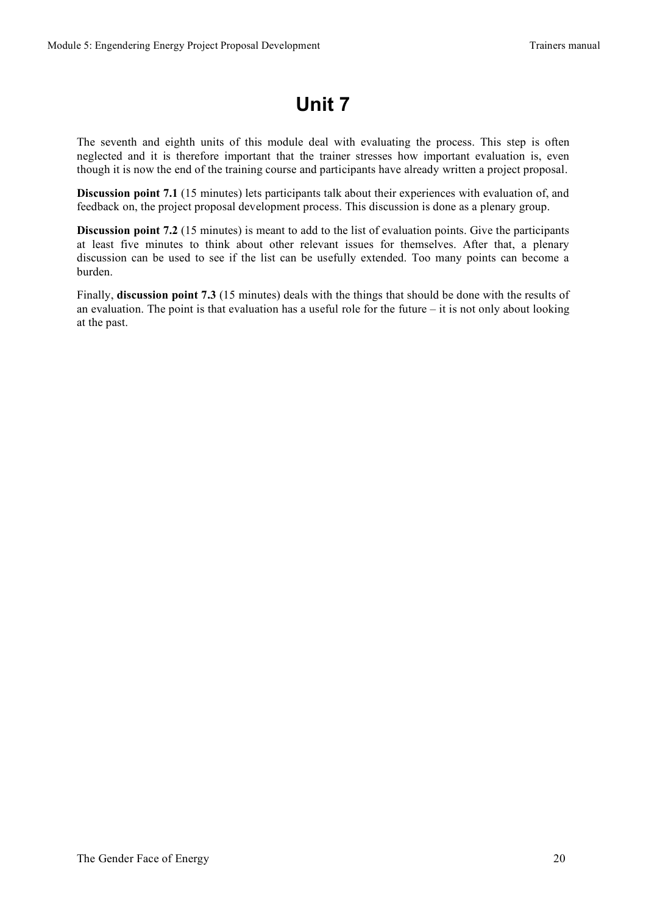# Unit 7

The seventh and eighth units of this module deal with evaluating the process. This step is often neglected and it is therefore important that the trainer stresses how important evaluation is, even though it is now the end of the training course and participants have already written a project proposal.

**Discussion point 7.1** (15 minutes) lets participants talk about their experiences with evaluation of, and feedback on, the project proposal development process. This discussion is done as a plenary group.

**Discussion point 7.2** (15 minutes) is meant to add to the list of evaluation points. Give the participants at least five minutes to think about other relevant issues for themselves. After that, a plenary discussion can be used to see if the list can be usefully extended. Too many points can become a burden.

Finally, **discussion point 7.3** (15 minutes) deals with the things that should be done with the results of an evaluation. The point is that evaluation has a useful role for the future – it is not only about looking at the past.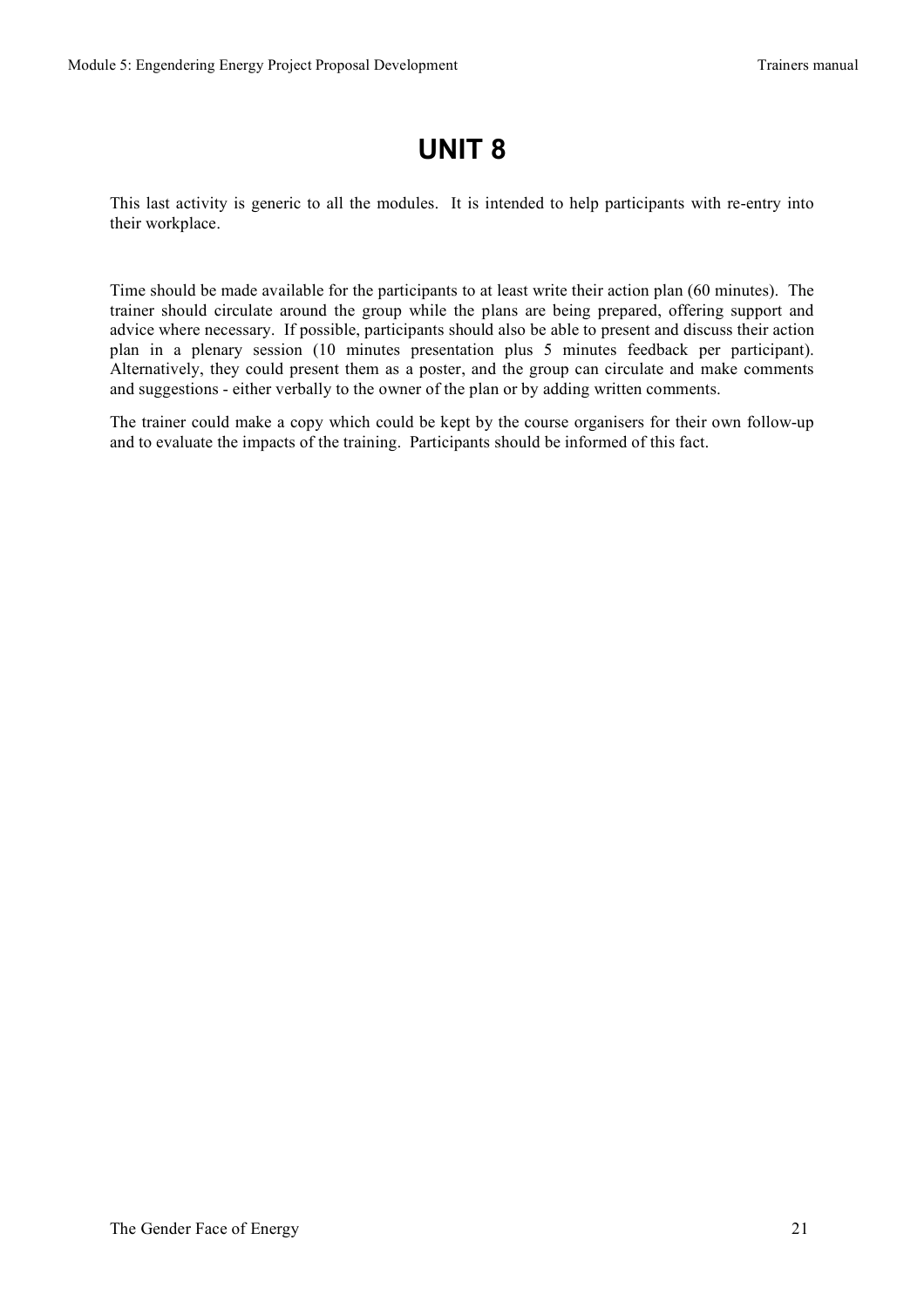# UNIT 8

This last activity is generic to all the modules. It is intended to help participants with re-entry into their workplace.

Time should be made available for the participants to at least write their action plan (60 minutes). The trainer should circulate around the group while the plans are being prepared, offering support and advice where necessary. If possible, participants should also be able to present and discuss their action plan in a plenary session (10 minutes presentation plus 5 minutes feedback per participant). Alternatively, they could present them as a poster, and the group can circulate and make comments and suggestions - either verbally to the owner of the plan or by adding written comments.

The trainer could make a copy which could be kept by the course organisers for their own follow-up and to evaluate the impacts of the training. Participants should be informed of this fact.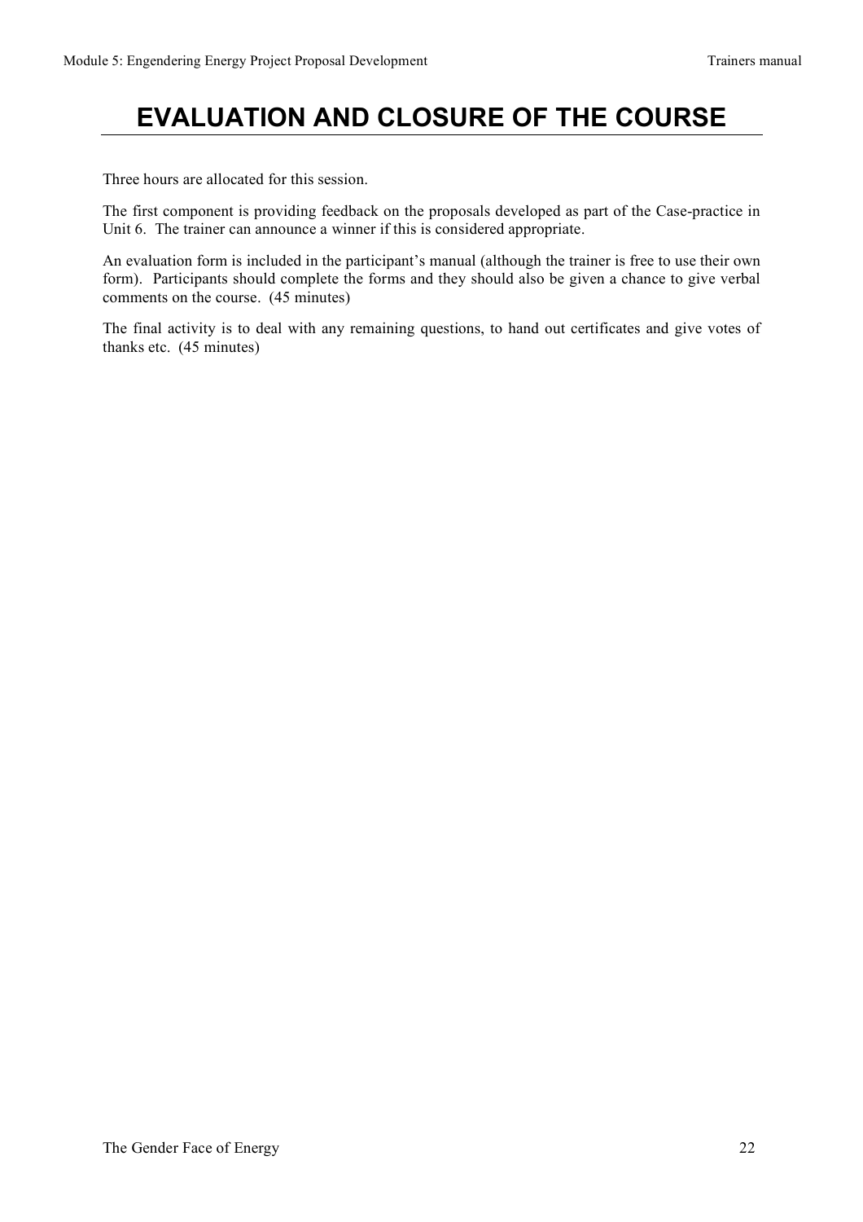# EVALUATION AND CLOSURE OF THE COURSE

Three hours are allocated for this session.

The first component is providing feedback on the proposals developed as part of the Case-practice in Unit 6. The trainer can announce a winner if this is considered appropriate.

An evaluation form is included in the participant's manual (although the trainer is free to use their own form). Participants should complete the forms and they should also be given a chance to give verbal comments on the course. (45 minutes)

The final activity is to deal with any remaining questions, to hand out certificates and give votes of thanks etc. (45 minutes)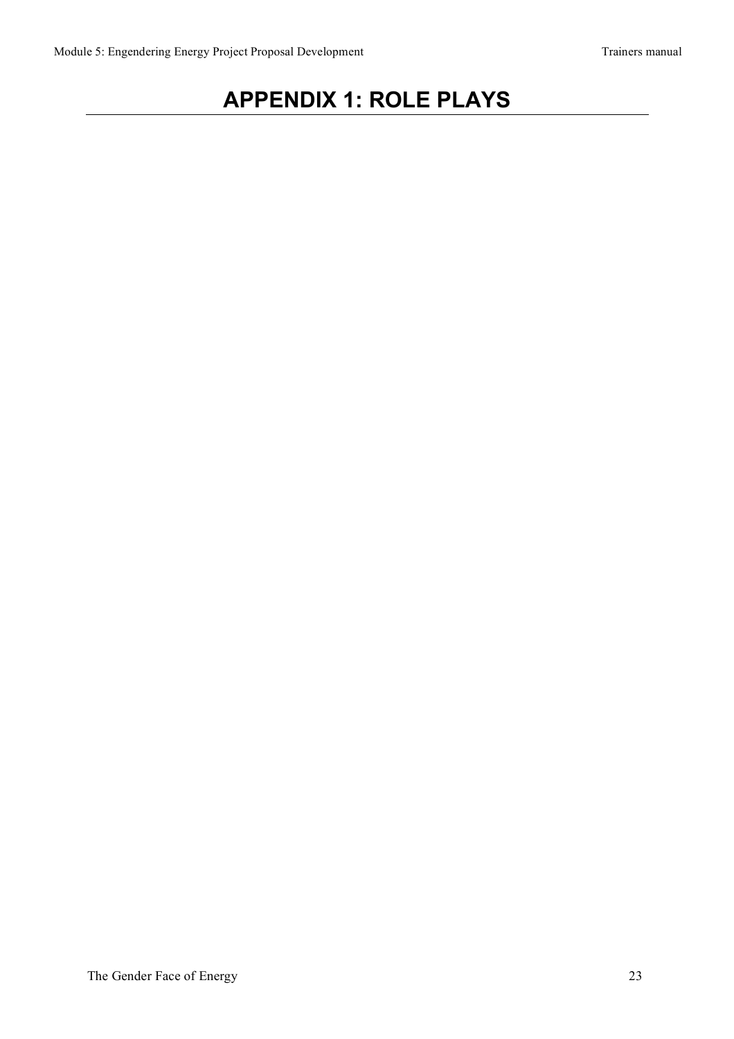# APPENDIX 1: ROLE PLAYS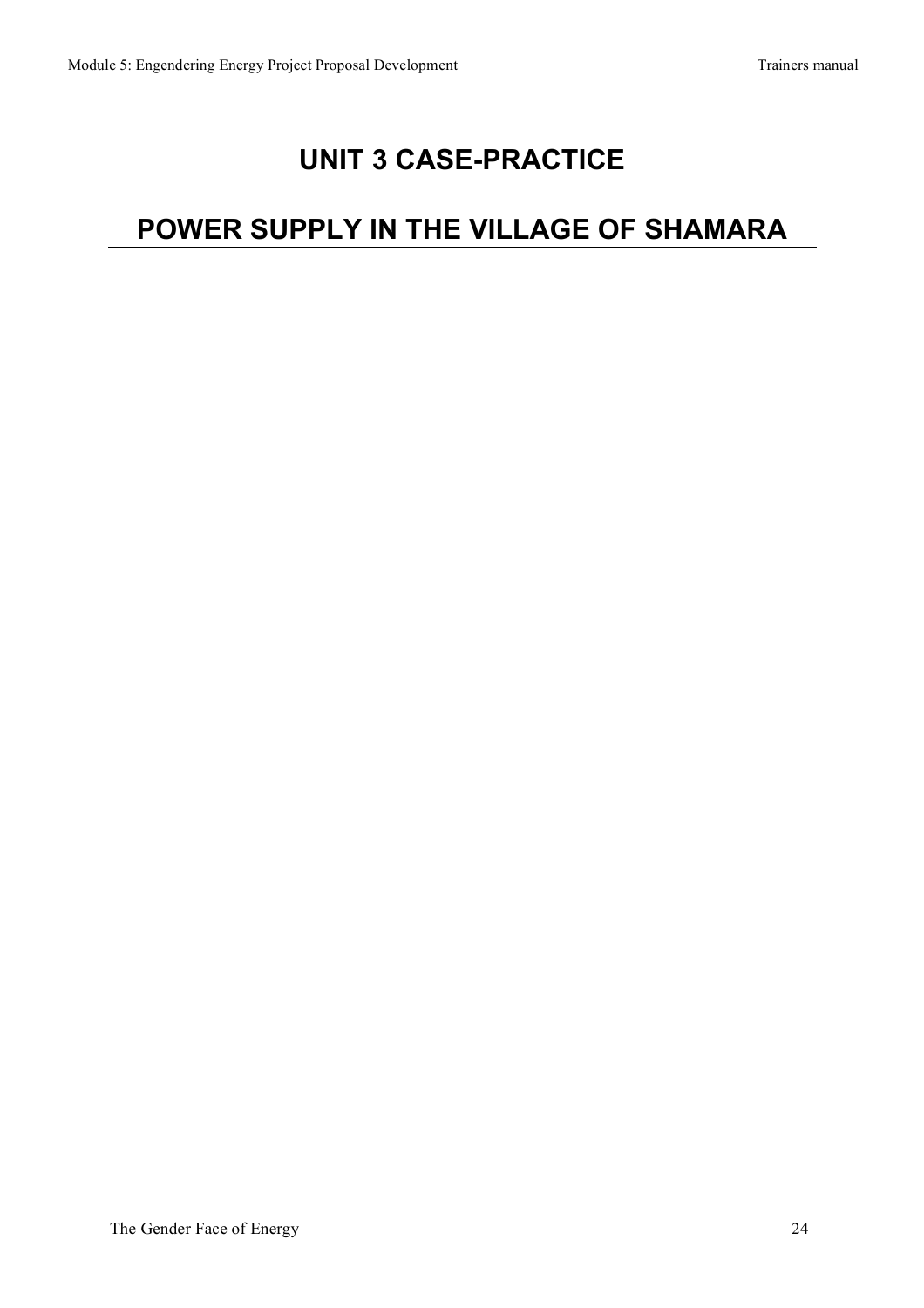# UNIT 3 CASE-PRACTICE

# POWER SUPPLY IN THE VILLAGE OF SHAMARA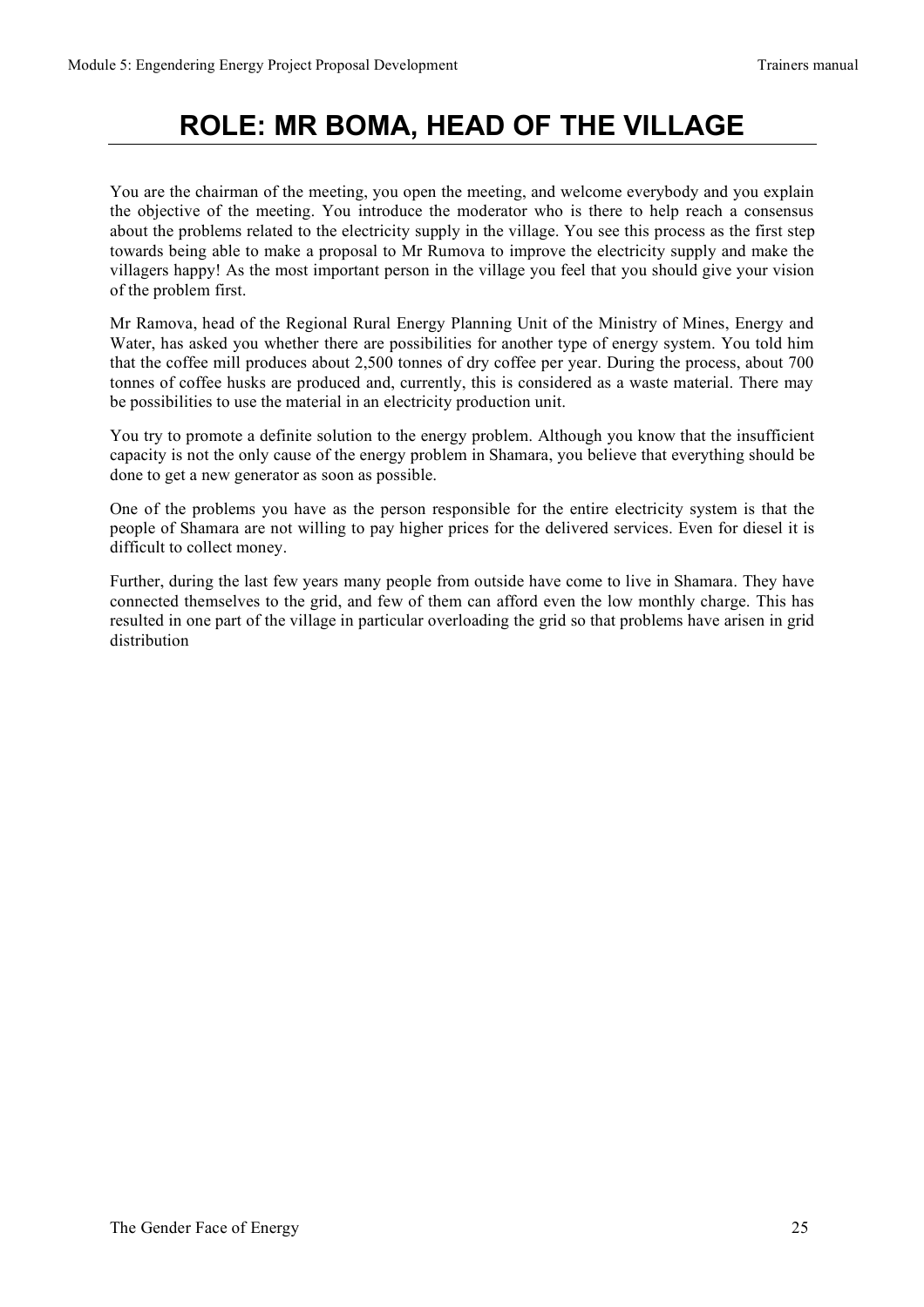# ROLE: MR BOMA, HEAD OF THE VILLAGE

You are the chairman of the meeting, you open the meeting, and welcome everybody and you explain the objective of the meeting. You introduce the moderator who is there to help reach a consensus about the problems related to the electricity supply in the village. You see this process as the first step towards being able to make a proposal to Mr Rumova to improve the electricity supply and make the villagers happy! As the most important person in the village you feel that you should give your vision of the problem first.

Mr Ramova, head of the Regional Rural Energy Planning Unit of the Ministry of Mines, Energy and Water, has asked you whether there are possibilities for another type of energy system. You told him that the coffee mill produces about 2,500 tonnes of dry coffee per year. During the process, about 700 tonnes of coffee husks are produced and, currently, this is considered as a waste material. There may be possibilities to use the material in an electricity production unit.

You try to promote a definite solution to the energy problem. Although you know that the insufficient capacity is not the only cause of the energy problem in Shamara, you believe that everything should be done to get a new generator as soon as possible.

One of the problems you have as the person responsible for the entire electricity system is that the people of Shamara are not willing to pay higher prices for the delivered services. Even for diesel it is difficult to collect money.

Further, during the last few years many people from outside have come to live in Shamara. They have connected themselves to the grid, and few of them can afford even the low monthly charge. This has resulted in one part of the village in particular overloading the grid so that problems have arisen in grid distribution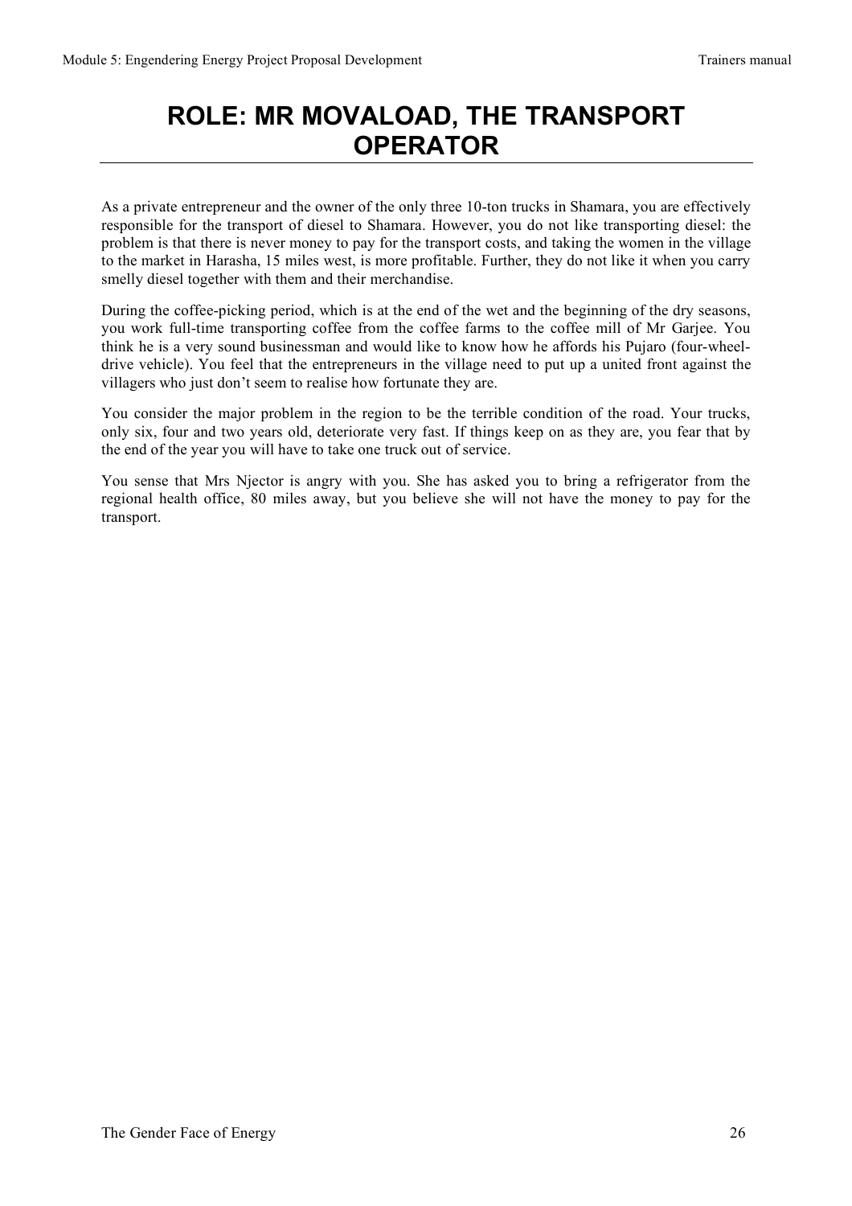# ROLE: MR MOVALOAD, THE TRANSPORT OPERATOR

As a private entrepreneur and the owner of the only three 10-ton trucks in Shamara, you are effectively responsible for the transport of diesel to Shamara. However, you do not like transporting diesel: the problem is that there is never money to pay for the transport costs, and taking the women in the village to the market in Harasha, 15 miles west, is more profitable. Further, they do not like it when you carry smelly diesel together with them and their merchandise.

During the coffee-picking period, which is at the end of the wet and the beginning of the dry seasons, you work full-time transporting coffee from the coffee farms to the coffee mill of Mr Garjee. You think he is a very sound businessman and would like to know how he affords his Pujaro (four-wheel-drive vehicle). You feel that the entrepreneurs in the village need to put up a united front against the villagers who just don't seem to realise how fortunate they are.

You consider the major problem in the region to be the terrible condition of the road. Your trucks, only six, four and two years old, deteriorate very fast. If things keep on as they are, you fear that by the end of the year you will have to take one truck out of service.

You sense that Mrs Njector is angry with you. She has asked you to bring a refrigerator from the regional health office, 80 miles away, but you believe she will not have the money to pay for the transport.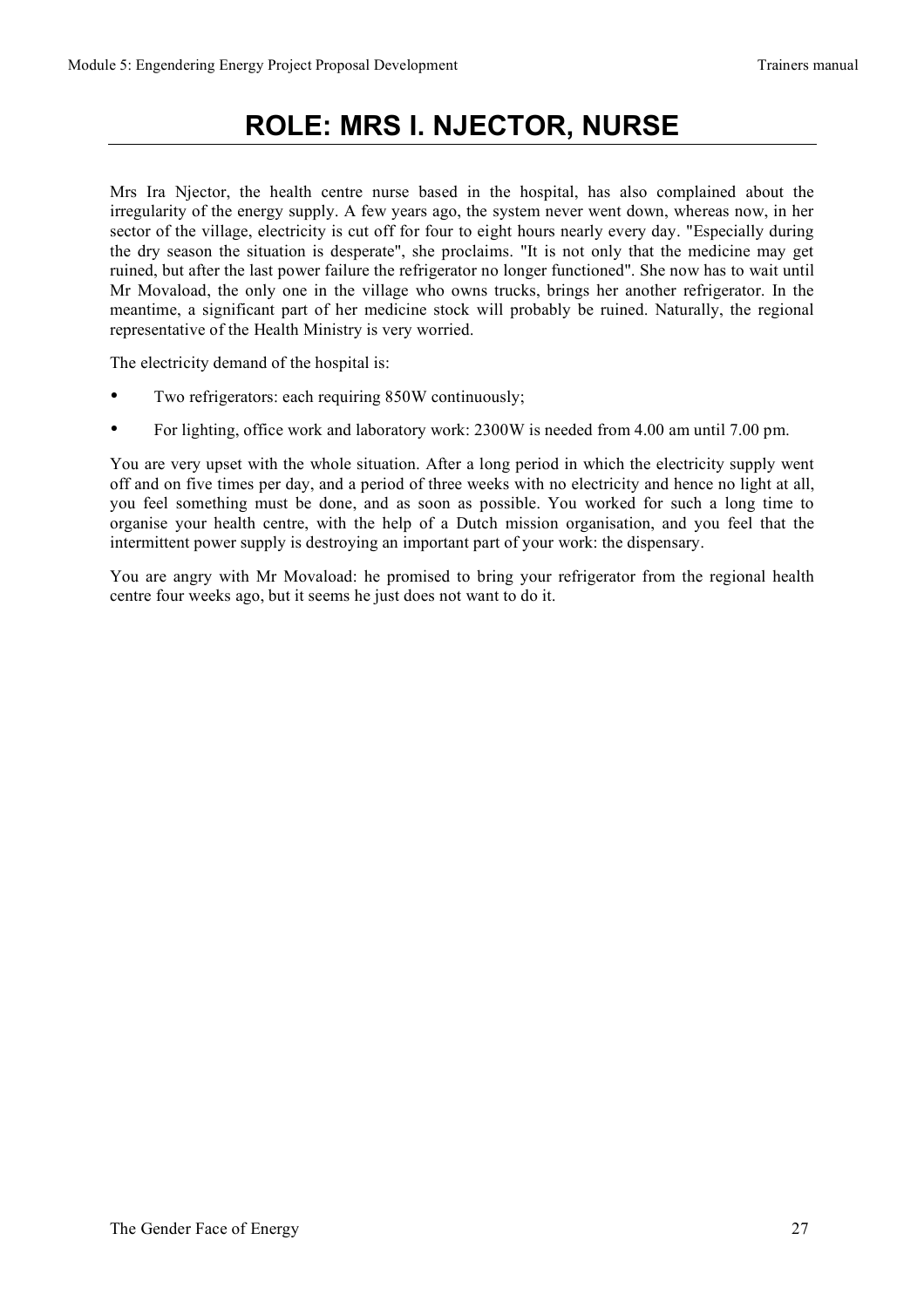# ROLE: MRS I. NJECTOR, NURSE

Mrs Ira Njector, the health centre nurse based in the hospital, has also complained about the irregularity of the energy supply. A few years ago, the system never went down, whereas now, in her sector of the village, electricity is cut off for four to eight hours nearly every day. "Especially during the dry season the situation is desperate", she proclaims. "It is not only that the medicine may get ruined, but after the last power failure the refrigerator no longer functioned". She now has to wait until Mr Movaload, the only one in the village who owns trucks, brings her another refrigerator. In the meantime, a significant part of her medicine stock will probably be ruined. Naturally, the regional representative of the Health Ministry is very worried.

The electricity demand of the hospital is:

- Two refrigerators: each requiring 850W continuously;
- For lighting, office work and laboratory work: 2300W is needed from 4.00 am until 7.00 pm.

You are very upset with the whole situation. After a long period in which the electricity supply went off and on five times per day, and a period of three weeks with no electricity and hence no light at all, you feel something must be done, and as soon as possible. You worked for such a long time to organise your health centre, with the help of a Dutch mission organisation, and you feel that the intermittent power supply is destroying an important part of your work: the dispensary.

You are angry with Mr Movaload: he promised to bring your refrigerator from the regional health centre four weeks ago, but it seems he just does not want to do it.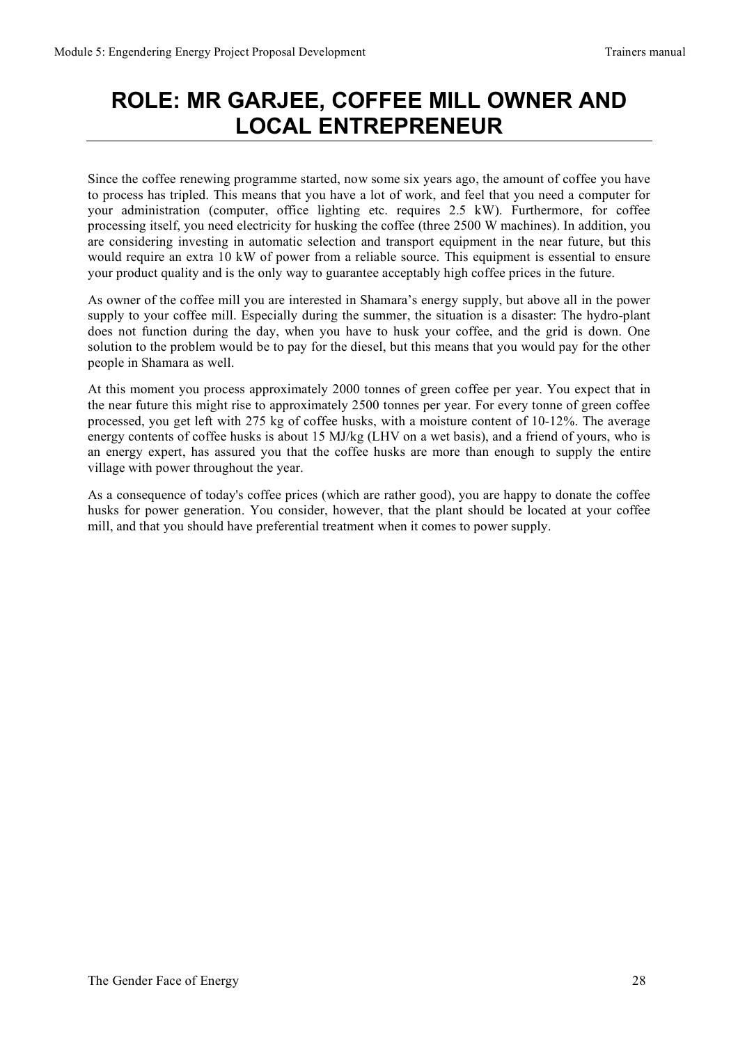# ROLE: MR GARJEE, COFFEE MILL OWNER AND LOCAL ENTREPRENEUR

Since the coffee renewing programme started, now some six years ago, the amount of coffee you have to process has tripled. This means that you have a lot of work, and feel that you need a computer for your administration (computer, office lighting etc. requires 2.5 kW). Furthermore, for coffee processing itself, you need electricity for husking the coffee (three 2500 W machines). In addition, you are considering investing in automatic selection and transport equipment in the near future, but this would require an extra 10 kW of power from a reliable source. This equipment is essential to ensure your product quality and is the only way to guarantee acceptably high coffee prices in the future.

As owner of the coffee mill you are interested in Shamara's energy supply, but above all in the power supply to your coffee mill. Especially during the summer, the situation is a disaster: The hydro-plant does not function during the day, when you have to husk your coffee, and the grid is down. One solution to the problem would be to pay for the diesel, but this means that you would pay for the other people in Shamara as well.

At this moment you process approximately 2000 tonnes of green coffee per year. You expect that in the near future this might rise to approximately 2500 tonnes per year. For every tonne of green coffee processed, you get left with 275 kg of coffee husks, with a moisture content of 10-12%. The average energy contents of coffee husks is about 15 MJ/kg (LHV on a wet basis), and a friend of yours, who is an energy expert, has assured you that the coffee husks are more than enough to supply the entire village with power throughout the year.

As a consequence of today's coffee prices (which are rather good), you are happy to donate the coffee husks for power generation. You consider, however, that the plant should be located at your coffee mill, and that you should have preferential treatment when it comes to power supply.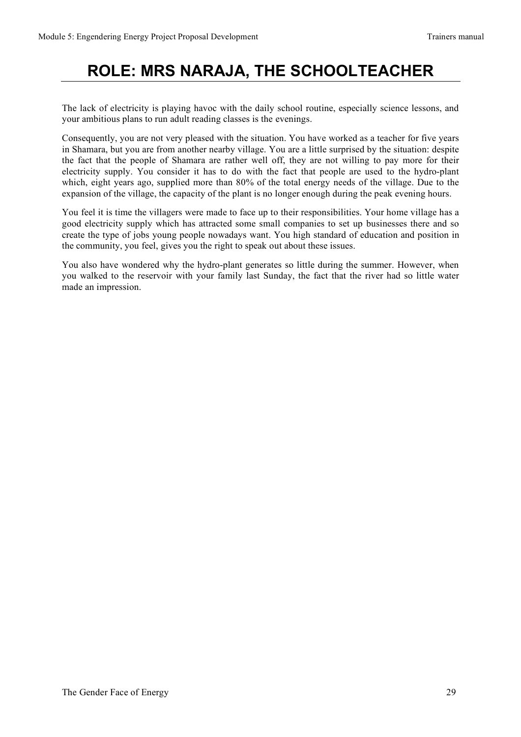# ROLE: MRS NARAJA, THE SCHOOLTEACHER

The lack of electricity is playing havoc with the daily school routine, especially science lessons, and your ambitious plans to run adult reading classes is the evenings.

Consequently, you are not very pleased with the situation. You have worked as a teacher for five years in Shamara, but you are from another nearby village. You are a little surprised by the situation: despite the fact that the people of Shamara are rather well off, they are not willing to pay more for their electricity supply. You consider it has to do with the fact that people are used to the hydro-plant which, eight years ago, supplied more than 80% of the total energy needs of the village. Due to the expansion of the village, the capacity of the plant is no longer enough during the peak evening hours.

You feel it is time the villagers were made to face up to their responsibilities. Your home village has a good electricity supply which has attracted some small companies to set up businesses there and so create the type of jobs young people nowadays want. You high standard of education and position in the community, you feel, gives you the right to speak out about these issues.

You also have wondered why the hydro-plant generates so little during the summer. However, when you walked to the reservoir with your family last Sunday, the fact that the river had so little water made an impression.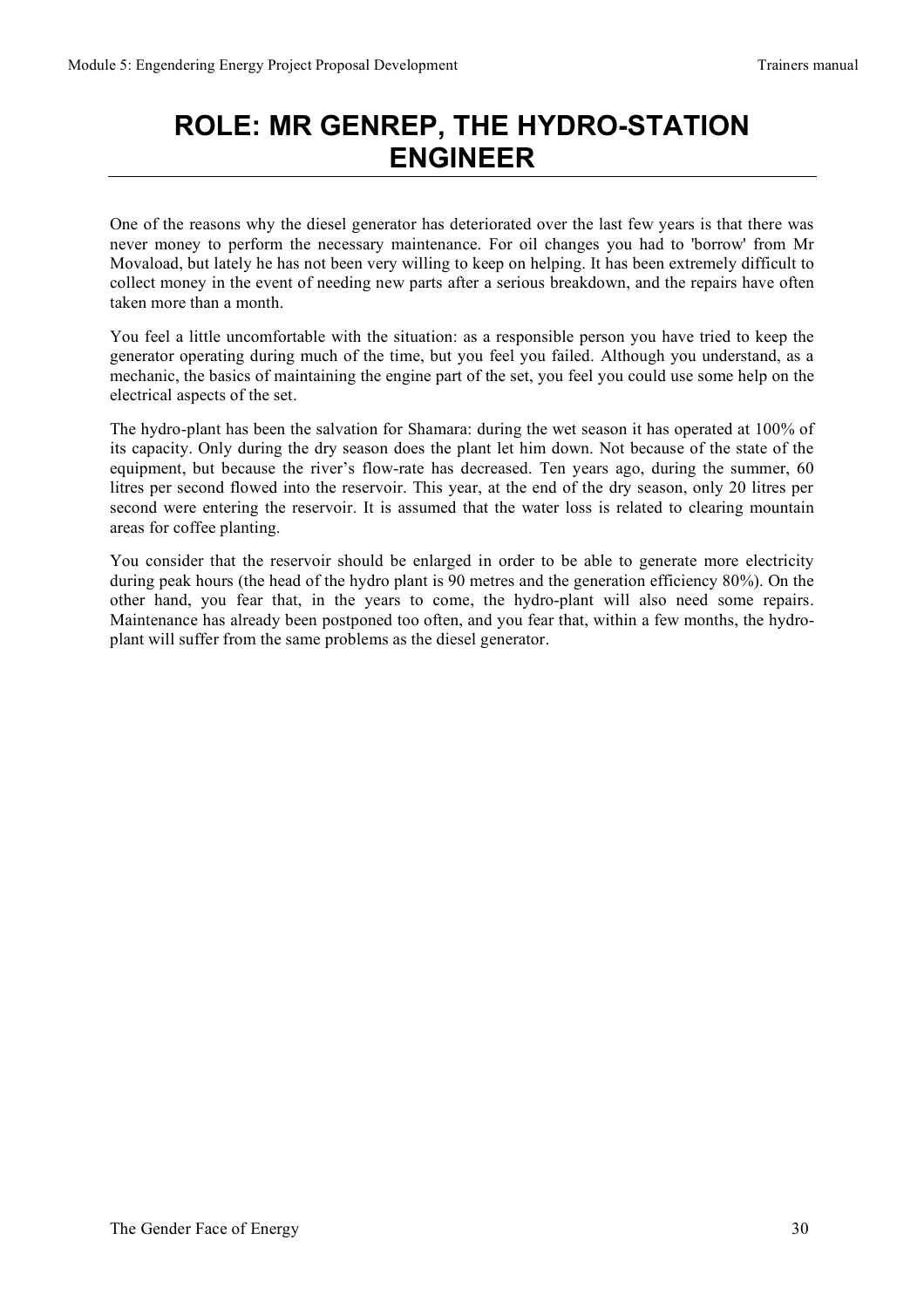# ROLE: MR GENREP, THE HYDRO-STATION ENGINEER

One of the reasons why the diesel generator has deteriorated over the last few years is that there was never money to perform the necessary maintenance. For oil changes you had to 'borrow' from Mr Movaload, but lately he has not been very willing to keep on helping. It has been extremely difficult to collect money in the event of needing new parts after a serious breakdown, and the repairs have often taken more than a month.

You feel a little uncomfortable with the situation: as a responsible person you have tried to keep the generator operating during much of the time, but you feel you failed. Although you understand, as a mechanic, the basics of maintaining the engine part of the set, you feel you could use some help on the electrical aspects of the set.

The hydro-plant has been the salvation for Shamara: during the wet season it has operated at 100% of its capacity. Only during the dry season does the plant let him down. Not because of the state of the equipment, but because the river's flow-rate has decreased. Ten years ago, during the summer, 60 litres per second flowed into the reservoir. This year, at the end of the dry season, only 20 litres per second were entering the reservoir. It is assumed that the water loss is related to clearing mountain areas for coffee planting.

You consider that the reservoir should be enlarged in order to be able to generate more electricity during peak hours (the head of the hydro plant is 90 metres and the generation efficiency 80%). On the other hand, you fear that, in the years to come, the hydro-plant will also need some repairs. Maintenance has already been postponed too often, and you fear that, within a few months, the hydro-plant will suffer from the same problems as the diesel generator.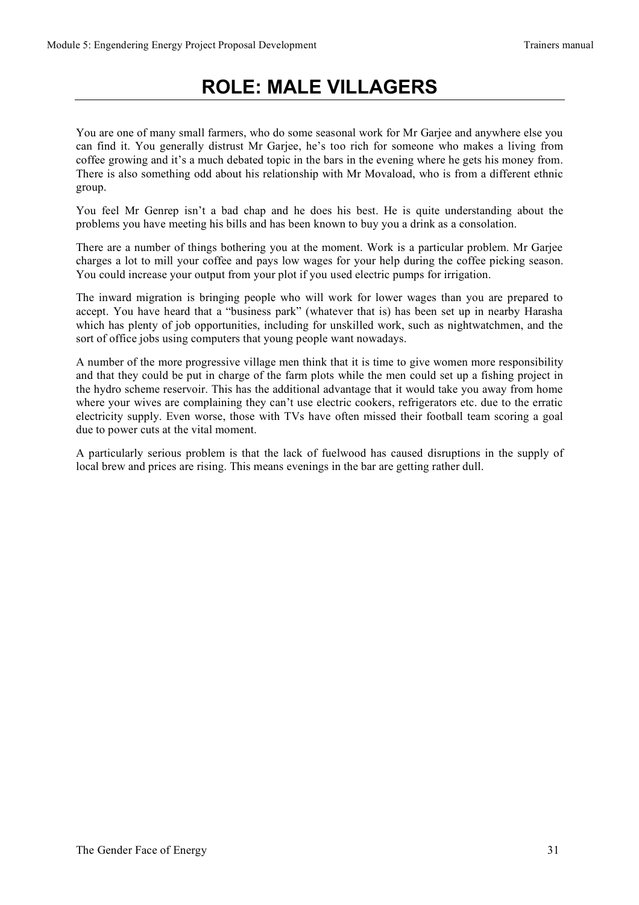# ROLE: MALE VILLAGERS

You are one of many small farmers, who do some seasonal work for Mr Garjee and anywhere else you can find it. You generally distrust Mr Garjee, he's too rich for someone who makes a living from coffee growing and it's a much debated topic in the bars in the evening where he gets his money from. There is also something odd about his relationship with Mr Movaload, who is from a different ethnic group.

You feel Mr Genrep isn't a bad chap and he does his best. He is quite understanding about the problems you have meeting his bills and has been known to buy you a drink as a consolation.

There are a number of things bothering you at the moment. Work is a particular problem. Mr Garjee charges a lot to mill your coffee and pays low wages for your help during the coffee picking season. You could increase your output from your plot if you used electric pumps for irrigation.

The inward migration is bringing people who will work for lower wages than you are prepared to accept. You have heard that a "business park" (whatever that is) has been set up in nearby Harasha which has plenty of job opportunities, including for unskilled work, such as nightwatchmen, and the sort of office jobs using computers that young people want nowadays.

A number of the more progressive village men think that it is time to give women more responsibility and that they could be put in charge of the farm plots while the men could set up a fishing project in the hydro scheme reservoir. This has the additional advantage that it would take you away from home where your wives are complaining they can't use electric cookers, refrigerators etc. due to the erratic electricity supply. Even worse, those with TVs have often missed their football team scoring a goal due to power cuts at the vital moment.

A particularly serious problem is that the lack of fuelwood has caused disruptions in the supply of local brew and prices are rising. This means evenings in the bar are getting rather dull.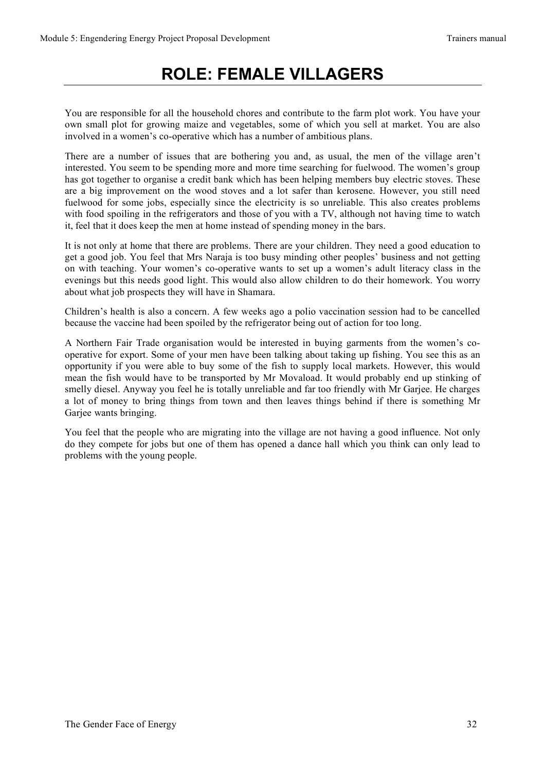# ROLE: FEMALE VILLAGERS

You are responsible for all the household chores and contribute to the farm plot work. You have your own small plot for growing maize and vegetables, some of which you sell at market. You are also involved in a women's co-operative which has a number of ambitious plans.

There are a number of issues that are bothering you and, as usual, the men of the village aren't interested. You seem to be spending more and more time searching for fuelwood. The women's group has got together to organise a credit bank which has been helping members buy electric stoves. These are a big improvement on the wood stoves and a lot safer than kerosene. However, you still need fuelwood for some jobs, especially since the electricity is so unreliable. This also creates problems with food spoiling in the refrigerators and those of you with a TV, although not having time to watch it, feel that it does keep the men at home instead of spending money in the bars.

It is not only at home that there are problems. There are your children. They need a good education to get a good job. You feel that Mrs Naraja is too busy minding other peoples' business and not getting on with teaching. Your women's co-operative wants to set up a women's adult literacy class in the evenings but this needs good light. This would also allow children to do their homework. You worry about what job prospects they will have in Shamara.

Children's health is also a concern. A few weeks ago a polio vaccination session had to be cancelled because the vaccine had been spoiled by the refrigerator being out of action for too long.

A Northern Fair Trade organisation would be interested in buying garments from the women's co-operative for export. Some of your men have been talking about taking up fishing. You see this as an opportunity if you were able to buy some of the fish to supply local markets. However, this would mean the fish would have to be transported by Mr Movaload. It would probably end up stinking of smelly diesel. Anyway you feel he is totally unreliable and far too friendly with Mr Garjee. He charges a lot of money to bring things from town and then leaves things behind if there is something Mr Garjee wants bringing.

You feel that the people who are migrating into the village are not having a good influence. Not only do they compete for jobs but one of them has opened a dance hall which you think can only lead to problems with the young people.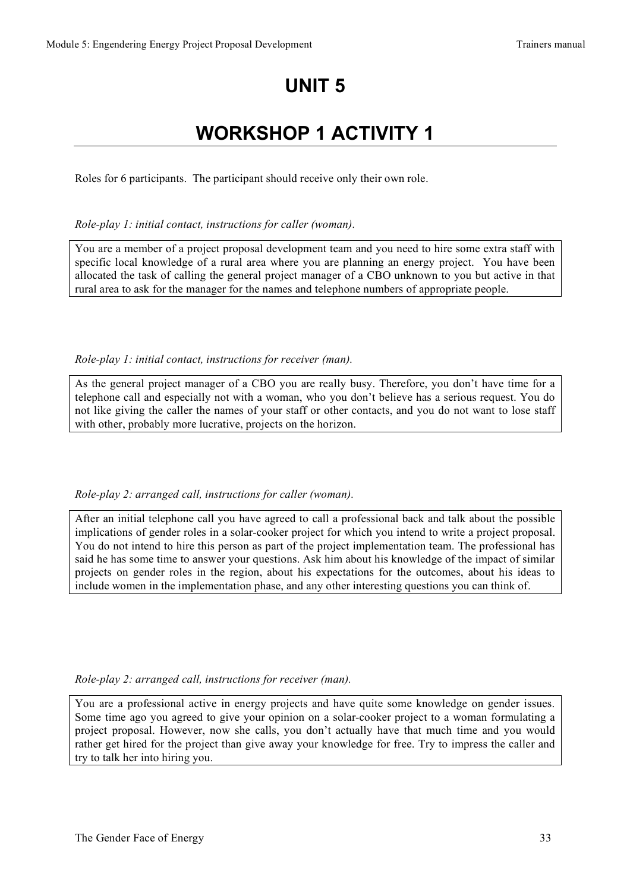# UNIT 5

# WORKSHOP 1 ACTIVITY 1

Roles for 6 participants. The participant should receive only their own role.

*Role-play 1: initial contact, instructions for caller (woman).*

You are a member of a project proposal development team and you need to hire some extra staff with specific local knowledge of a rural area where you are planning an energy project. You have been allocated the task of calling the general project manager of a CBO unknown to you but active in that rural area to ask for the manager for the names and telephone numbers of appropriate people.

*Role-play 1: initial contact, instructions for receiver (man).*

As the general project manager of a CBO you are really busy. Therefore, you don't have time for a telephone call and especially not with a woman, who you don't believe has a serious request. You do not like giving the caller the names of your staff or other contacts, and you do not want to lose staff with other, probably more lucrative, projects on the horizon.

*Role-play 2: arranged call, instructions for caller (woman).*

After an initial telephone call you have agreed to call a professional back and talk about the possible implications of gender roles in a solar-cooker project for which you intend to write a project proposal. You do not intend to hire this person as part of the project implementation team. The professional has said he has some time to answer your questions. Ask him about his knowledge of the impact of similar projects on gender roles in the region, about his expectations for the outcomes, about his ideas to include women in the implementation phase, and any other interesting questions you can think of.

*Role-play 2: arranged call, instructions for receiver (man).*

You are a professional active in energy projects and have quite some knowledge on gender issues. Some time ago you agreed to give your opinion on a solar-cooker project to a woman formulating a project proposal. However, now she calls, you don't actually have that much time and you would rather get hired for the project than give away your knowledge for free. Try to impress the caller and try to talk her into hiring you.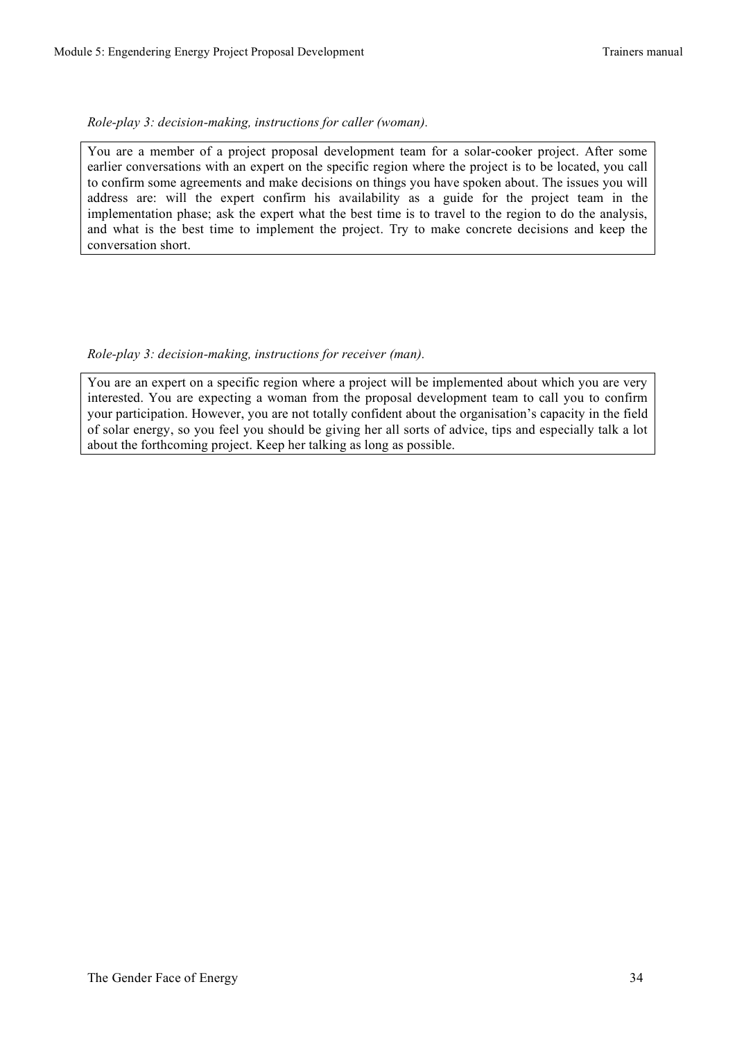*Role-play 3: decision-making, instructions for caller (woman).*

| You are a member of a project proposal development team for a solar-cooker project. After some earlier conversations with an expert on the specific region where the project is to be located, you call to confirm some agreements and make decisions on things you have spoken about. The issues you will address are: will the expert confirm his availability as a guide for the project team in the implementation phase; ask the expert what the best time is to travel to the region to do the analysis, and what is the best time to implement the project. Try to make concrete decisions and keep the conversation short. |
|---|

*Role-play 3: decision-making, instructions for receiver (man).*

| You are an expert on a specific region where a project will be implemented about which you are very interested. You are expecting a woman from the proposal development team to call you to confirm your participation. However, you are not totally confident about the organisation's capacity in the field of solar energy, so you feel you should be giving her all sorts of advice, tips and especially talk a lot about the forthcoming project. Keep her talking as long as possible. |
|---|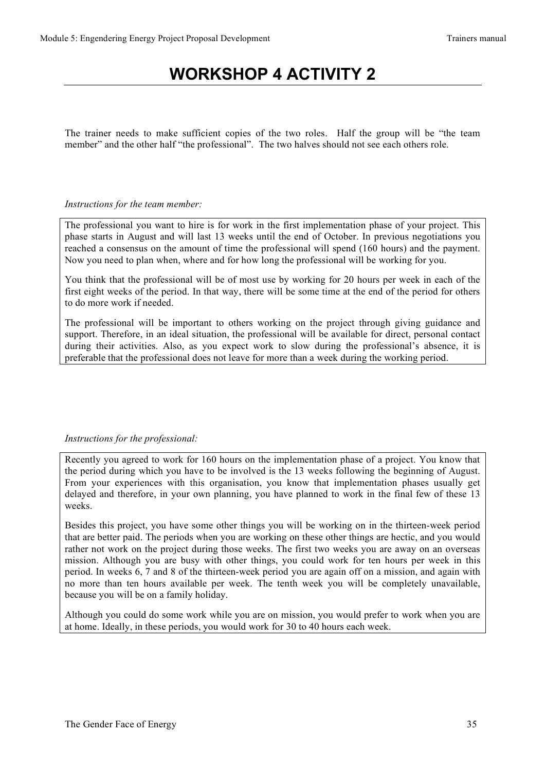# WORKSHOP 4 ACTIVITY 2

The trainer needs to make sufficient copies of the two roles. Half the group will be "the team member" and the other half "the professional". The two halves should not see each others role.

*Instructions for the team member:*

The professional you want to hire is for work in the first implementation phase of your project. This phase starts in August and will last 13 weeks until the end of October. In previous negotiations you reached a consensus on the amount of time the professional will spend (160 hours) and the payment. Now you need to plan when, where and for how long the professional will be working for you.

You think that the professional will be of most use by working for 20 hours per week in each of the first eight weeks of the period. In that way, there will be some time at the end of the period for others to do more work if needed.

The professional will be important to others working on the project through giving guidance and support. Therefore, in an ideal situation, the professional will be available for direct, personal contact during their activities. Also, as you expect work to slow during the professional's absence, it is preferable that the professional does not leave for more than a week during the working period.

*Instructions for the professional:*

Recently you agreed to work for 160 hours on the implementation phase of a project. You know that the period during which you have to be involved is the 13 weeks following the beginning of August. From your experiences with this organisation, you know that implementation phases usually get delayed and therefore, in your own planning, you have planned to work in the final few of these 13 weeks.

Besides this project, you have some other things you will be working on in the thirteen-week period that are better paid. The periods when you are working on these other things are hectic, and you would rather not work on the project during those weeks. The first two weeks you are away on an overseas mission. Although you are busy with other things, you could work for ten hours per week in this period. In weeks 6, 7 and 8 of the thirteen-week period you are again off on a mission, and again with no more than ten hours available per week. The tenth week you will be completely unavailable, because you will be on a family holiday.

Although you could do some work while you are on mission, you would prefer to work when you are at home. Ideally, in these periods, you would work for 30 to 40 hours each week.